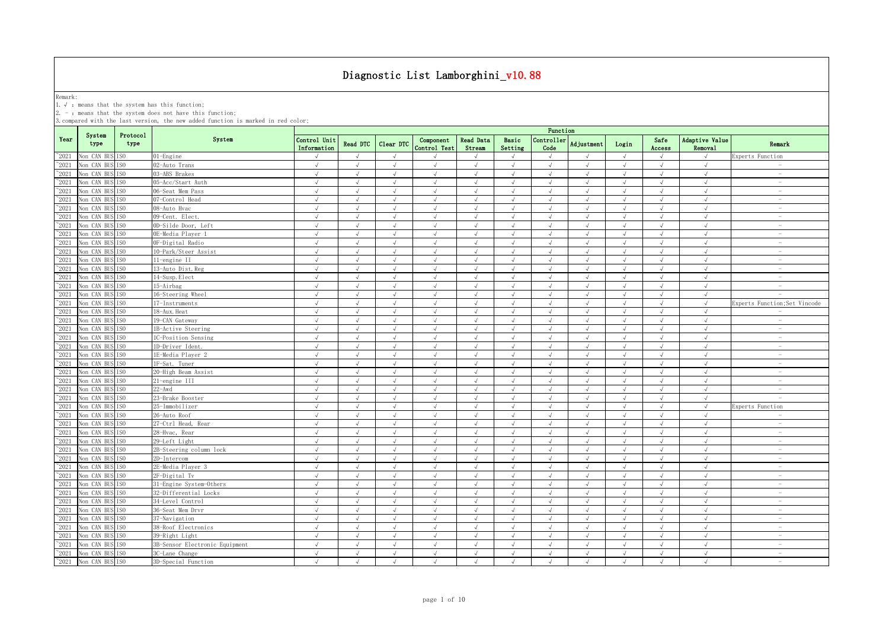# Diagnostic List Lamborghini_v10.88

Remark:
1. √ : means that the system has this function;
2. - : means that the system does not have this function;
3. compared with the last version, the new added function is marked in red color;

| Year | System type | Protocol type | System | Function | | | | | | | | | | | |
|---|---|---|---|---|---|---|---|---|---|---|---|---|---|---|---|
| | | | | Control Unit Information | Read DTC | Clear DTC | Component Control Test | Read Data Stream | Basic Setting | Controller Code | Adjustment | Login | Safe Access | Adaptive Value Removal | Remark |
| ~2021 | Non CAN BUS | ISO | 01-Engine | √ | √ | √ | √ | √ | √ | √ | √ | √ | √ | √ | Experts Function |
| ~2021 | Non CAN BUS | ISO | 02-Auto Trans | √ | √ | √ | √ | √ | √ | √ | √ | √ | √ | √ | - |
| ~2021 | Non CAN BUS | ISO | 03-ABS Brakes | √ | √ | √ | √ | √ | √ | √ | √ | √ | √ | √ | - |
| ~2021 | Non CAN BUS | ISO | 05-Acc/Start Auth | √ | √ | √ | √ | √ | √ | √ | √ | √ | √ | √ | - |
| ~2021 | Non CAN BUS | ISO | 06-Seat Mem Pass | √ | √ | √ | √ | √ | √ | √ | √ | √ | √ | √ | - |
| ~2021 | Non CAN BUS | ISO | 07-Control Head | √ | √ | √ | √ | √ | √ | √ | √ | √ | √ | √ | - |
| ~2021 | Non CAN BUS | ISO | 08-Auto Hvac | √ | √ | √ | √ | √ | √ | √ | √ | √ | √ | √ | - |
| ~2021 | Non CAN BUS | ISO | 09-Cent. Elect. | √ | √ | √ | √ | √ | √ | √ | √ | √ | √ | √ | - |
| ~2021 | Non CAN BUS | ISO | 0D-Silde Door, Left | √ | √ | √ | √ | √ | √ | √ | √ | √ | √ | √ | - |
| ~2021 | Non CAN BUS | ISO | 0E-Media Player 1 | √ | √ | √ | √ | √ | √ | √ | √ | √ | √ | √ | - |
| ~2021 | Non CAN BUS | ISO | 0F-Digital Radio | √ | √ | √ | √ | √ | √ | √ | √ | √ | √ | √ | - |
| ~2021 | Non CAN BUS | ISO | 10-Park/Steer Assist | √ | √ | √ | √ | √ | √ | √ | √ | √ | √ | √ | - |
| ~2021 | Non CAN BUS | ISO | 11-engine II | √ | √ | √ | √ | √ | √ | √ | √ | √ | √ | √ | - |
| ~2021 | Non CAN BUS | ISO | 13-Auto Dist.Reg | √ | √ | √ | √ | √ | √ | √ | √ | √ | √ | √ | - |
| ~2021 | Non CAN BUS | ISO | 14-Susp.Elect | √ | √ | √ | √ | √ | √ | √ | √ | √ | √ | √ | - |
| ~2021 | Non CAN BUS | ISO | 15-Airbag | √ | √ | √ | √ | √ | √ | √ | √ | √ | √ | √ | - |
| ~2021 | Non CAN BUS | ISO | 16-Steering Wheel | √ | √ | √ | √ | √ | √ | √ | √ | √ | √ | √ | - |
| ~2021 | Non CAN BUS | ISO | 17-Instruments | √ | √ | √ | √ | √ | √ | √ | √ | √ | √ | √ | Experts Function;Set Vincode |
| ~2021 | Non CAN BUS | ISO | 18-Aux.Heat | √ | √ | √ | √ | √ | √ | √ | √ | √ | √ | √ | - |
| ~2021 | Non CAN BUS | ISO | 19-CAN Gateway | √ | √ | √ | √ | √ | √ | √ | √ | √ | √ | √ | - |
| ~2021 | Non CAN BUS | ISO | 1B-Active Steering | √ | √ | √ | √ | √ | √ | √ | √ | √ | √ | √ | - |
| ~2021 | Non CAN BUS | ISO | 1C-Position Sensing | √ | √ | √ | √ | √ | √ | √ | √ | √ | √ | √ | - |
| ~2021 | Non CAN BUS | ISO | 1D-Driver Ident. | √ | √ | √ | √ | √ | √ | √ | √ | √ | √ | √ | - |
| ~2021 | Non CAN BUS | ISO | 1E-Media Player 2 | √ | √ | √ | √ | √ | √ | √ | √ | √ | √ | √ | - |
| ~2021 | Non CAN BUS | ISO | 1F-Sat. Tuner | √ | √ | √ | √ | √ | √ | √ | √ | √ | √ | √ | - |
| ~2021 | Non CAN BUS | ISO | 20-High Beam Assist | √ | √ | √ | √ | √ | √ | √ | √ | √ | √ | √ | - |
| ~2021 | Non CAN BUS | ISO | 21-engine III | √ | √ | √ | √ | √ | √ | √ | √ | √ | √ | √ | - |
| ~2021 | Non CAN BUS | ISO | 22-Awd | √ | √ | √ | √ | √ | √ | √ | √ | √ | √ | √ | - |
| ~2021 | Non CAN BUS | ISO | 23-Brake Booster | √ | √ | √ | √ | √ | √ | √ | √ | √ | √ | √ | - |
| ~2021 | Non CAN BUS | ISO | 25-Immobilizer | √ | √ | √ | √ | √ | √ | √ | √ | √ | √ | √ | Experts Function |
| ~2021 | Non CAN BUS | ISO | 26-Auto Roof | √ | √ | √ | √ | √ | √ | √ | √ | √ | √ | √ | - |
| ~2021 | Non CAN BUS | ISO | 27-Ctrl Head, Rear | √ | √ | √ | √ | √ | √ | √ | √ | √ | √ | √ | - |
| ~2021 | Non CAN BUS | ISO | 28-Hvac, Rear | √ | √ | √ | √ | √ | √ | √ | √ | √ | √ | √ | - |
| ~2021 | Non CAN BUS | ISO | 29-Left Light | √ | √ | √ | √ | √ | √ | √ | √ | √ | √ | √ | - |
| ~2021 | Non CAN BUS | ISO | 2B-Steering column lock | √ | √ | √ | √ | √ | √ | √ | √ | √ | √ | √ | - |
| ~2021 | Non CAN BUS | ISO | 2D-Intercom | √ | √ | √ | √ | √ | √ | √ | √ | √ | √ | √ | - |
| ~2021 | Non CAN BUS | ISO | 2E-Media Player 3 | √ | √ | √ | √ | √ | √ | √ | √ | √ | √ | √ | - |
| ~2021 | Non CAN BUS | ISO | 2F-Digital Tv | √ | √ | √ | √ | √ | √ | √ | √ | √ | √ | √ | - |
| ~2021 | Non CAN BUS | ISO | 31-Engine System-Others | √ | √ | √ | √ | √ | √ | √ | √ | √ | √ | √ | - |
| ~2021 | Non CAN BUS | ISO | 32-Differential Locks | √ | √ | √ | √ | √ | √ | √ | √ | √ | √ | √ | - |
| ~2021 | Non CAN BUS | ISO | 34-Level Control | √ | √ | √ | √ | √ | √ | √ | √ | √ | √ | √ | - |
| ~2021 | Non CAN BUS | ISO | 36-Seat Mem Drvr | √ | √ | √ | √ | √ | √ | √ | √ | √ | √ | √ | - |
| ~2021 | Non CAN BUS | ISO | 37-Navigation | √ | √ | √ | √ | √ | √ | √ | √ | √ | √ | √ | - |
| ~2021 | Non CAN BUS | ISO | 38-Roof Electronics | √ | √ | √ | √ | √ | √ | √ | √ | √ | √ | √ | - |
| ~2021 | Non CAN BUS | ISO | 39-Right Light | √ | √ | √ | √ | √ | √ | √ | √ | √ | √ | √ | - |
| ~2021 | Non CAN BUS | ISO | 3B-Sensor Electronic Equipment | √ | √ | √ | √ | √ | √ | √ | √ | √ | √ | √ | - |
| ~2021 | Non CAN BUS | ISO | 3C-Lane Change | √ | √ | √ | √ | √ | √ | √ | √ | √ | √ | √ | - |
| ~2021 | Non CAN BUS | ISO | 3D-Special Function | √ | √ | √ | √ | √ | √ | √ | √ | √ | √ | √ | - |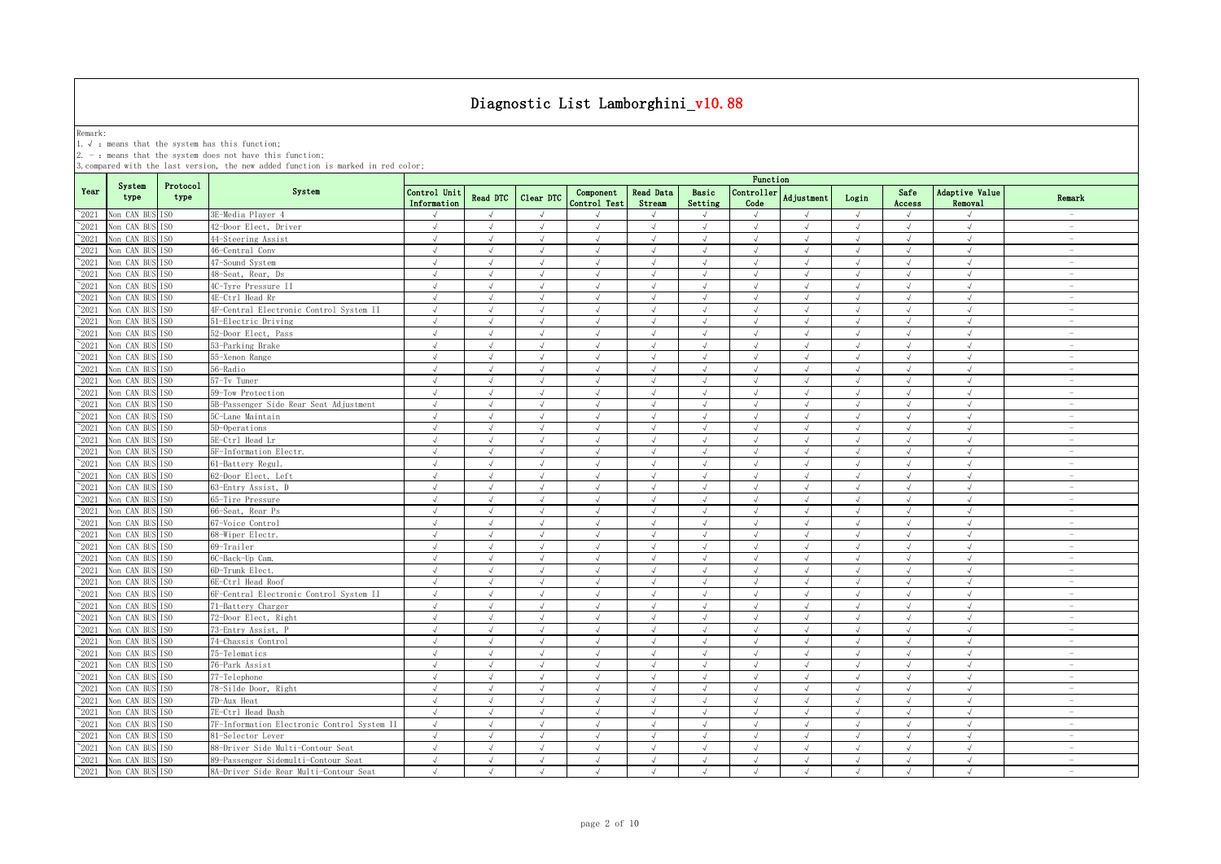# Diagnostic List Lamborghini_v10.88

Remark:
1. √ : means that the system has this function;
2. - : means that the system does not have this function;
3. compared with the last version, the new added function is marked in red color;

| Year | System type | Protocol type | System | Function | | | | | | | | | | | |
|---|---|---|---|---|---|---|---|---|---|---|---|---|---|---|---|
| | | | | Control Unit Information | Read DTC | Clear DTC | Component Control Test | Read Data Stream | Basic Setting | Controller Code | Adjustment | Login | Safe Access | Adaptive Value Removal | Remark |
| ~2021 | Non CAN BUS | ISO | 3E-Media Player 4 | √ | √ | √ | √ | √ | √ | √ | √ | √ | √ | √ | - |
| ~2021 | Non CAN BUS | ISO | 42-Door Elect, Driver | √ | √ | √ | √ | √ | √ | √ | √ | √ | √ | √ | - |
| ~2021 | Non CAN BUS | ISO | 44-Steering Assist | √ | √ | √ | √ | √ | √ | √ | √ | √ | √ | √ | - |
| ~2021 | Non CAN BUS | ISO | 46-Central Conv | √ | √ | √ | √ | √ | √ | √ | √ | √ | √ | √ | - |
| ~2021 | Non CAN BUS | ISO | 47-Sound System | √ | √ | √ | √ | √ | √ | √ | √ | √ | √ | √ | - |
| ~2021 | Non CAN BUS | ISO | 48-Seat, Rear, Ds | √ | √ | √ | √ | √ | √ | √ | √ | √ | √ | √ | - |
| ~2021 | Non CAN BUS | ISO | 4C-Tyre Pressure II | √ | √ | √ | √ | √ | √ | √ | √ | √ | √ | √ | - |
| ~2021 | Non CAN BUS | ISO | 4E-Ctrl Head Rr | √ | √ | √ | √ | √ | √ | √ | √ | √ | √ | √ | - |
| ~2021 | Non CAN BUS | ISO | 4F-Central Electronic Control System II | √ | √ | √ | √ | √ | √ | √ | √ | √ | √ | √ | - |
| ~2021 | Non CAN BUS | ISO | 51-Electric Driving | √ | √ | √ | √ | √ | √ | √ | √ | √ | √ | √ | - |
| ~2021 | Non CAN BUS | ISO | 52-Door Elect, Pass | √ | √ | √ | √ | √ | √ | √ | √ | √ | √ | √ | - |
| ~2021 | Non CAN BUS | ISO | 53-Parking Brake | √ | √ | √ | √ | √ | √ | √ | √ | √ | √ | √ | - |
| ~2021 | Non CAN BUS | ISO | 55-Xenon Range | √ | √ | √ | √ | √ | √ | √ | √ | √ | √ | √ | - |
| ~2021 | Non CAN BUS | ISO | 56-Radio | √ | √ | √ | √ | √ | √ | √ | √ | √ | √ | √ | - |
| ~2021 | Non CAN BUS | ISO | 57-Tv Tuner | √ | √ | √ | √ | √ | √ | √ | √ | √ | √ | √ | - |
| ~2021 | Non CAN BUS | ISO | 59-Tow Protection | √ | √ | √ | √ | √ | √ | √ | √ | √ | √ | √ | - |
| ~2021 | Non CAN BUS | ISO | 5B-Passenger Side Rear Seat Adjustment | √ | √ | √ | √ | √ | √ | √ | √ | √ | √ | √ | - |
| ~2021 | Non CAN BUS | ISO | 5C-Lane Maintain | √ | √ | √ | √ | √ | √ | √ | √ | √ | √ | √ | - |
| ~2021 | Non CAN BUS | ISO | 5D-Operations | √ | √ | √ | √ | √ | √ | √ | √ | √ | √ | √ | - |
| ~2021 | Non CAN BUS | ISO | 5E-Ctrl Head Lr | √ | √ | √ | √ | √ | √ | √ | √ | √ | √ | √ | - |
| ~2021 | Non CAN BUS | ISO | 5F-Information Electr. | √ | √ | √ | √ | √ | √ | √ | √ | √ | √ | √ | - |
| ~2021 | Non CAN BUS | ISO | 61-Battery Regul. | √ | √ | √ | √ | √ | √ | √ | √ | √ | √ | √ | - |
| ~2021 | Non CAN BUS | ISO | 62-Door Elect, Left | √ | √ | √ | √ | √ | √ | √ | √ | √ | √ | √ | - |
| ~2021 | Non CAN BUS | ISO | 63-Entry Assist, D | √ | √ | √ | √ | √ | √ | √ | √ | √ | √ | √ | - |
| ~2021 | Non CAN BUS | ISO | 65-Tire Pressure | √ | √ | √ | √ | √ | √ | √ | √ | √ | √ | √ | - |
| ~2021 | Non CAN BUS | ISO | 66-Seat, Rear Ps | √ | √ | √ | √ | √ | √ | √ | √ | √ | √ | √ | - |
| ~2021 | Non CAN BUS | ISO | 67-Voice Control | √ | √ | √ | √ | √ | √ | √ | √ | √ | √ | √ | - |
| ~2021 | Non CAN BUS | ISO | 68-Wiper Electr. | √ | √ | √ | √ | √ | √ | √ | √ | √ | √ | √ | - |
| ~2021 | Non CAN BUS | ISO | 69-Trailer | √ | √ | √ | √ | √ | √ | √ | √ | √ | √ | √ | - |
| ~2021 | Non CAN BUS | ISO | 6C-Back-Up Cam. | √ | √ | √ | √ | √ | √ | √ | √ | √ | √ | √ | - |
| ~2021 | Non CAN BUS | ISO | 6D-Trunk Elect. | √ | √ | √ | √ | √ | √ | √ | √ | √ | √ | √ | - |
| ~2021 | Non CAN BUS | ISO | 6E-Ctrl Head Roof | √ | √ | √ | √ | √ | √ | √ | √ | √ | √ | √ | - |
| ~2021 | Non CAN BUS | ISO | 6F-Central Electronic Control System II | √ | √ | √ | √ | √ | √ | √ | √ | √ | √ | √ | - |
| ~2021 | Non CAN BUS | ISO | 71-Battery Charger | √ | √ | √ | √ | √ | √ | √ | √ | √ | √ | √ | - |
| ~2021 | Non CAN BUS | ISO | 72-Door Elect, Right | √ | √ | √ | √ | √ | √ | √ | √ | √ | √ | √ | - |
| ~2021 | Non CAN BUS | ISO | 73-Entry Assist, P | √ | √ | √ | √ | √ | √ | √ | √ | √ | √ | √ | - |
| ~2021 | Non CAN BUS | ISO | 74-Chassis Control | √ | √ | √ | √ | √ | √ | √ | √ | √ | √ | √ | - |
| ~2021 | Non CAN BUS | ISO | 75-Telematics | √ | √ | √ | √ | √ | √ | √ | √ | √ | √ | √ | - |
| ~2021 | Non CAN BUS | ISO | 76-Park Assist | √ | √ | √ | √ | √ | √ | √ | √ | √ | √ | √ | - |
| ~2021 | Non CAN BUS | ISO | 77-Telephone | √ | √ | √ | √ | √ | √ | √ | √ | √ | √ | √ | - |
| ~2021 | Non CAN BUS | ISO | 78-Silde Door, Right | √ | √ | √ | √ | √ | √ | √ | √ | √ | √ | √ | - |
| ~2021 | Non CAN BUS | ISO | 7D-Aux Heat | √ | √ | √ | √ | √ | √ | √ | √ | √ | √ | √ | - |
| ~2021 | Non CAN BUS | ISO | 7E-Ctrl Head Dash | √ | √ | √ | √ | √ | √ | √ | √ | √ | √ | √ | - |
| ~2021 | Non CAN BUS | ISO | 7F-Information Electronic Control System II | √ | √ | √ | √ | √ | √ | √ | √ | √ | √ | √ | - |
| ~2021 | Non CAN BUS | ISO | 81-Selector Lever | √ | √ | √ | √ | √ | √ | √ | √ | √ | √ | √ | - |
| ~2021 | Non CAN BUS | ISO | 88-Driver Side Multi-Contour Seat | √ | √ | √ | √ | √ | √ | √ | √ | √ | √ | √ | - |
| ~2021 | Non CAN BUS | ISO | 89-Passenger Sidemulti-Contour Seat | √ | √ | √ | √ | √ | √ | √ | √ | √ | √ | √ | - |
| ~2021 | Non CAN BUS | ISO | 8A-Driver Side Rear Multi-Contour Seat | √ | √ | √ | √ | √ | √ | √ | √ | √ | √ | √ | - |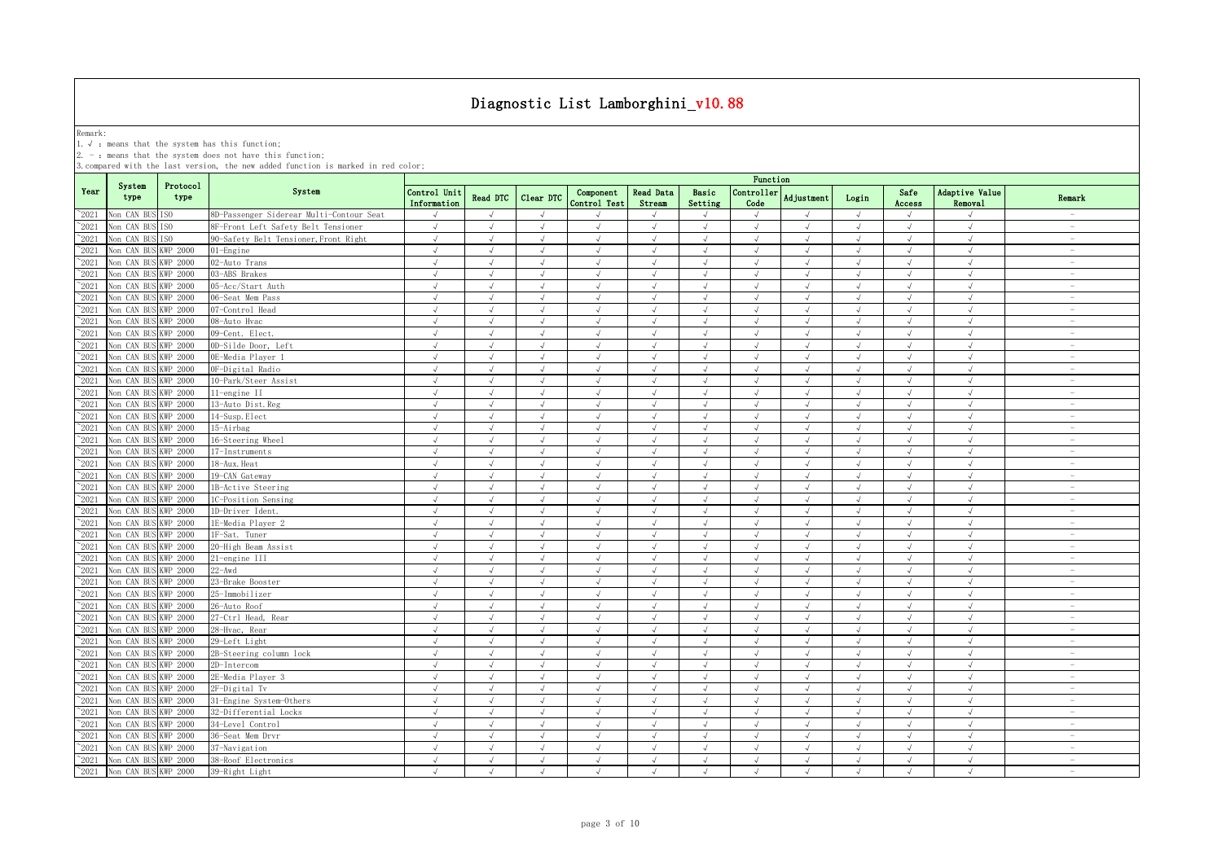# Diagnostic List Lamborghini_v10.88

Remark:
1. √ : means that the system has this function;
2. - : means that the system does not have this function;
3. compared with the last version, the new added function is marked in red color;

| Year | System type | Protocol type | System | Function | | | | | | | | | | | |
|---|---|---|---|---|---|---|---|---|---|---|---|---|---|---|---|
| | | | | Control Unit Information | Read DTC | Clear DTC | Component Control Test | Read Data Stream | Basic Setting | Controller Code | Adjustment | Login | Safe Access | Adaptive Value Removal | Remark |
| ~2021 | Non CAN BUS | ISO | 8D-Passenger Siderear Multi-Contour Seat | √ | √ | √ | √ | √ | √ | √ | √ | √ | √ | √ | - |
| ~2021 | Non CAN BUS | ISO | 8F-Front Left Safety Belt Tensioner | √ | √ | √ | √ | √ | √ | √ | √ | √ | √ | √ | - |
| ~2021 | Non CAN BUS | ISO | 90-Safety Belt Tensioner,Front Right | √ | √ | √ | √ | √ | √ | √ | √ | √ | √ | √ | - |
| ~2021 | Non CAN BUS | KWP 2000 | 01-Engine | √ | √ | √ | √ | √ | √ | √ | √ | √ | √ | √ | - |
| ~2021 | Non CAN BUS | KWP 2000 | 02-Auto Trans | √ | √ | √ | √ | √ | √ | √ | √ | √ | √ | √ | - |
| ~2021 | Non CAN BUS | KWP 2000 | 03-ABS Brakes | √ | √ | √ | √ | √ | √ | √ | √ | √ | √ | √ | - |
| ~2021 | Non CAN BUS | KWP 2000 | 05-Acc/Start Auth | √ | √ | √ | √ | √ | √ | √ | √ | √ | √ | √ | - |
| ~2021 | Non CAN BUS | KWP 2000 | 06-Seat Mem Pass | √ | √ | √ | √ | √ | √ | √ | √ | √ | √ | √ | - |
| ~2021 | Non CAN BUS | KWP 2000 | 07-Control Head | √ | √ | √ | √ | √ | √ | √ | √ | √ | √ | √ | - |
| ~2021 | Non CAN BUS | KWP 2000 | 08-Auto Hvac | √ | √ | √ | √ | √ | √ | √ | √ | √ | √ | √ | - |
| ~2021 | Non CAN BUS | KWP 2000 | 09-Cent. Elect. | √ | √ | √ | √ | √ | √ | √ | √ | √ | √ | √ | - |
| ~2021 | Non CAN BUS | KWP 2000 | 0D-Silde Door, Left | √ | √ | √ | √ | √ | √ | √ | √ | √ | √ | √ | - |
| ~2021 | Non CAN BUS | KWP 2000 | 0E-Media Player 1 | √ | √ | √ | √ | √ | √ | √ | √ | √ | √ | √ | - |
| ~2021 | Non CAN BUS | KWP 2000 | 0F-Digital Radio | √ | √ | √ | √ | √ | √ | √ | √ | √ | √ | √ | - |
| ~2021 | Non CAN BUS | KWP 2000 | 10-Park/Steer Assist | √ | √ | √ | √ | √ | √ | √ | √ | √ | √ | √ | - |
| ~2021 | Non CAN BUS | KWP 2000 | 11-engine II | √ | √ | √ | √ | √ | √ | √ | √ | √ | √ | √ | - |
| ~2021 | Non CAN BUS | KWP 2000 | 13-Auto Dist.Reg | √ | √ | √ | √ | √ | √ | √ | √ | √ | √ | √ | - |
| ~2021 | Non CAN BUS | KWP 2000 | 14-Susp.Elect | √ | √ | √ | √ | √ | √ | √ | √ | √ | √ | √ | - |
| ~2021 | Non CAN BUS | KWP 2000 | 15-Airbag | √ | √ | √ | √ | √ | √ | √ | √ | √ | √ | √ | - |
| ~2021 | Non CAN BUS | KWP 2000 | 16-Steering Wheel | √ | √ | √ | √ | √ | √ | √ | √ | √ | √ | √ | - |
| ~2021 | Non CAN BUS | KWP 2000 | 17-Instruments | √ | √ | √ | √ | √ | √ | √ | √ | √ | √ | √ | - |
| ~2021 | Non CAN BUS | KWP 2000 | 18-Aux.Heat | √ | √ | √ | √ | √ | √ | √ | √ | √ | √ | √ | - |
| ~2021 | Non CAN BUS | KWP 2000 | 19-CAN Gateway | √ | √ | √ | √ | √ | √ | √ | √ | √ | √ | √ | - |
| ~2021 | Non CAN BUS | KWP 2000 | 1B-Active Steering | √ | √ | √ | √ | √ | √ | √ | √ | √ | √ | √ | - |
| ~2021 | Non CAN BUS | KWP 2000 | 1C-Position Sensing | √ | √ | √ | √ | √ | √ | √ | √ | √ | √ | √ | - |
| ~2021 | Non CAN BUS | KWP 2000 | 1D-Driver Ident. | √ | √ | √ | √ | √ | √ | √ | √ | √ | √ | √ | - |
| ~2021 | Non CAN BUS | KWP 2000 | 1E-Media Player 2 | √ | √ | √ | √ | √ | √ | √ | √ | √ | √ | √ | - |
| ~2021 | Non CAN BUS | KWP 2000 | 1F-Sat. Tuner | √ | √ | √ | √ | √ | √ | √ | √ | √ | √ | √ | - |
| ~2021 | Non CAN BUS | KWP 2000 | 20-High Beam Assist | √ | √ | √ | √ | √ | √ | √ | √ | √ | √ | √ | - |
| ~2021 | Non CAN BUS | KWP 2000 | 21-engine III | √ | √ | √ | √ | √ | √ | √ | √ | √ | √ | √ | - |
| ~2021 | Non CAN BUS | KWP 2000 | 22-Awd | √ | √ | √ | √ | √ | √ | √ | √ | √ | √ | √ | - |
| ~2021 | Non CAN BUS | KWP 2000 | 23-Brake Booster | √ | √ | √ | √ | √ | √ | √ | √ | √ | √ | √ | - |
| ~2021 | Non CAN BUS | KWP 2000 | 25-Immobilizer | √ | √ | √ | √ | √ | √ | √ | √ | √ | √ | √ | - |
| ~2021 | Non CAN BUS | KWP 2000 | 26-Auto Roof | √ | √ | √ | √ | √ | √ | √ | √ | √ | √ | √ | - |
| ~2021 | Non CAN BUS | KWP 2000 | 27-Ctrl Head, Rear | √ | √ | √ | √ | √ | √ | √ | √ | √ | √ | √ | - |
| ~2021 | Non CAN BUS | KWP 2000 | 28-Hvac, Rear | √ | √ | √ | √ | √ | √ | √ | √ | √ | √ | √ | - |
| ~2021 | Non CAN BUS | KWP 2000 | 29-Left Light | √ | √ | √ | √ | √ | √ | √ | √ | √ | √ | √ | - |
| ~2021 | Non CAN BUS | KWP 2000 | 2B-Steering column lock | √ | √ | √ | √ | √ | √ | √ | √ | √ | √ | √ | - |
| ~2021 | Non CAN BUS | KWP 2000 | 2D-Intercom | √ | √ | √ | √ | √ | √ | √ | √ | √ | √ | √ | - |
| ~2021 | Non CAN BUS | KWP 2000 | 2E-Media Player 3 | √ | √ | √ | √ | √ | √ | √ | √ | √ | √ | √ | - |
| ~2021 | Non CAN BUS | KWP 2000 | 2F-Digital Tv | √ | √ | √ | √ | √ | √ | √ | √ | √ | √ | √ | - |
| ~2021 | Non CAN BUS | KWP 2000 | 31-Engine System-Others | √ | √ | √ | √ | √ | √ | √ | √ | √ | √ | √ | - |
| ~2021 | Non CAN BUS | KWP 2000 | 32-Differential Locks | √ | √ | √ | √ | √ | √ | √ | √ | √ | √ | √ | - |
| ~2021 | Non CAN BUS | KWP 2000 | 34-Level Control | √ | √ | √ | √ | √ | √ | √ | √ | √ | √ | √ | - |
| ~2021 | Non CAN BUS | KWP 2000 | 36-Seat Mem Drvr | √ | √ | √ | √ | √ | √ | √ | √ | √ | √ | √ | - |
| ~2021 | Non CAN BUS | KWP 2000 | 37-Navigation | √ | √ | √ | √ | √ | √ | √ | √ | √ | √ | √ | - |
| ~2021 | Non CAN BUS | KWP 2000 | 38-Roof Electronics | √ | √ | √ | √ | √ | √ | √ | √ | √ | √ | √ | - |
| ~2021 | Non CAN BUS | KWP 2000 | 39-Right Light | √ | √ | √ | √ | √ | √ | √ | √ | √ | √ | √ | - |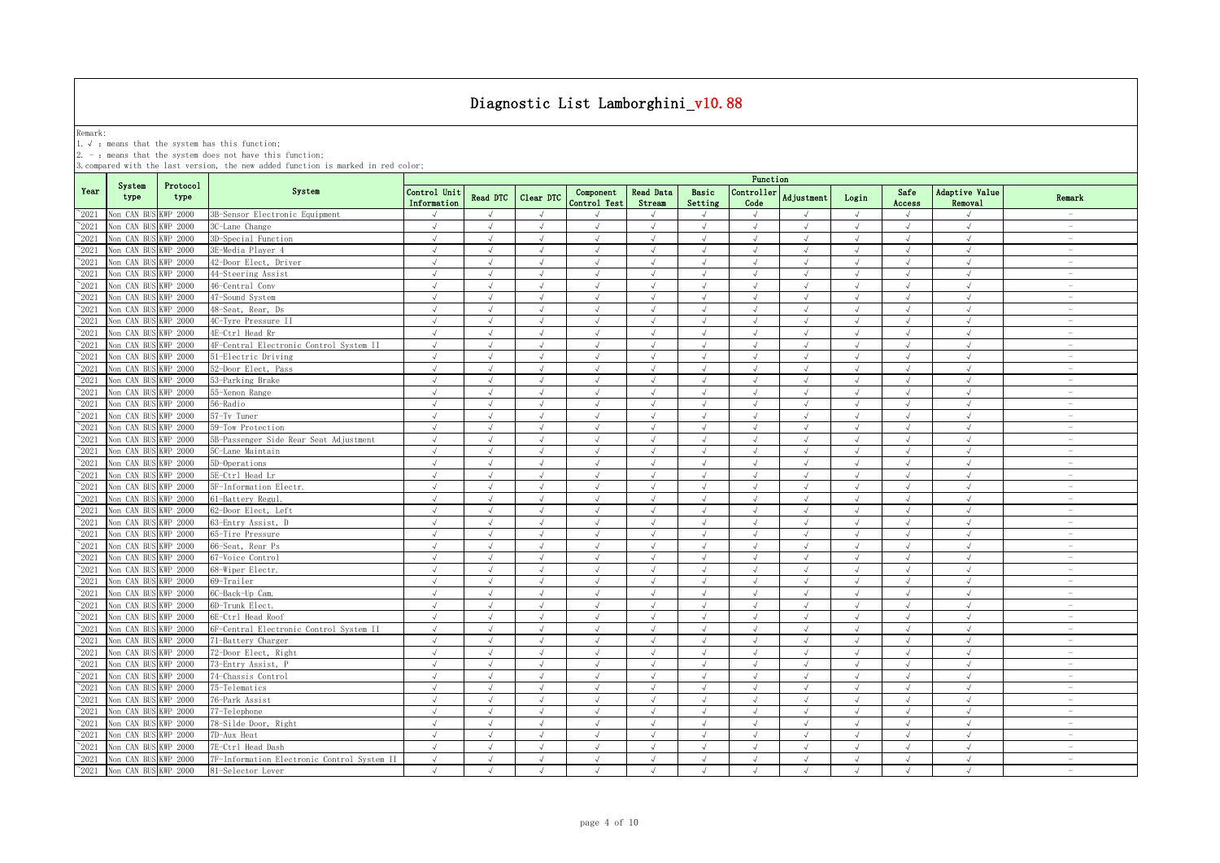# Diagnostic List Lamborghini_v10.88

Remark:

1. √ : means that the system has this function;
2. - : means that the system does not have this function;
3. compared with the last version, the new added function is marked in red color;

| Year | System type | Protocol type | System | Function | | | | | | | | | | | |
|---|---|---|---|---|---|---|---|---|---|---|---|---|---|---|---|
| | | | | Control Unit Information | Read DTC | Clear DTC | Component Control Test | Read Data Stream | Basic Setting | Controller Code | Adjustment | Login | Safe Access | Adaptive Value Removal | Remark |
| ~2021 | Non CAN BUS | KWP 2000 | 3B-Sensor Electronic Equipment | √ | √ | √ | √ | √ | √ | √ | √ | √ | √ | √ | - |
| ~2021 | Non CAN BUS | KWP 2000 | 3C-Lane Change | √ | √ | √ | √ | √ | √ | √ | √ | √ | √ | √ | - |
| ~2021 | Non CAN BUS | KWP 2000 | 3D-Special Function | √ | √ | √ | √ | √ | √ | √ | √ | √ | √ | √ | - |
| ~2021 | Non CAN BUS | KWP 2000 | 3E-Media Player 4 | √ | √ | √ | √ | √ | √ | √ | √ | √ | √ | √ | - |
| ~2021 | Non CAN BUS | KWP 2000 | 42-Door Elect, Driver | √ | √ | √ | √ | √ | √ | √ | √ | √ | √ | √ | - |
| ~2021 | Non CAN BUS | KWP 2000 | 44-Steering Assist | √ | √ | √ | √ | √ | √ | √ | √ | √ | √ | √ | - |
| ~2021 | Non CAN BUS | KWP 2000 | 46-Central Conv | √ | √ | √ | √ | √ | √ | √ | √ | √ | √ | √ | - |
| ~2021 | Non CAN BUS | KWP 2000 | 47-Sound System | √ | √ | √ | √ | √ | √ | √ | √ | √ | √ | √ | - |
| ~2021 | Non CAN BUS | KWP 2000 | 48-Seat, Rear, Ds | √ | √ | √ | √ | √ | √ | √ | √ | √ | √ | √ | - |
| ~2021 | Non CAN BUS | KWP 2000 | 4C-Tyre Pressure II | √ | √ | √ | √ | √ | √ | √ | √ | √ | √ | √ | - |
| ~2021 | Non CAN BUS | KWP 2000 | 4E-Ctrl Head Rr | √ | √ | √ | √ | √ | √ | √ | √ | √ | √ | √ | - |
| ~2021 | Non CAN BUS | KWP 2000 | 4F-Central Electronic Control System II | √ | √ | √ | √ | √ | √ | √ | √ | √ | √ | √ | - |
| ~2021 | Non CAN BUS | KWP 2000 | 51-Electric Driving | √ | √ | √ | √ | √ | √ | √ | √ | √ | √ | √ | - |
| ~2021 | Non CAN BUS | KWP 2000 | 52-Door Elect, Pass | √ | √ | √ | √ | √ | √ | √ | √ | √ | √ | √ | - |
| ~2021 | Non CAN BUS | KWP 2000 | 53-Parking Brake | √ | √ | √ | √ | √ | √ | √ | √ | √ | √ | √ | - |
| ~2021 | Non CAN BUS | KWP 2000 | 55-Xenon Range | √ | √ | √ | √ | √ | √ | √ | √ | √ | √ | √ | - |
| ~2021 | Non CAN BUS | KWP 2000 | 56-Radio | √ | √ | √ | √ | √ | √ | √ | √ | √ | √ | √ | - |
| ~2021 | Non CAN BUS | KWP 2000 | 57-Tv Tuner | √ | √ | √ | √ | √ | √ | √ | √ | √ | √ | √ | - |
| ~2021 | Non CAN BUS | KWP 2000 | 59-Tow Protection | √ | √ | √ | √ | √ | √ | √ | √ | √ | √ | √ | - |
| ~2021 | Non CAN BUS | KWP 2000 | 5B-Passenger Side Rear Seat Adjustment | √ | √ | √ | √ | √ | √ | √ | √ | √ | √ | √ | - |
| ~2021 | Non CAN BUS | KWP 2000 | 5C-Lane Maintain | √ | √ | √ | √ | √ | √ | √ | √ | √ | √ | √ | - |
| ~2021 | Non CAN BUS | KWP 2000 | 5D-Operations | √ | √ | √ | √ | √ | √ | √ | √ | √ | √ | √ | - |
| ~2021 | Non CAN BUS | KWP 2000 | 5E-Ctrl Head Lr | √ | √ | √ | √ | √ | √ | √ | √ | √ | √ | √ | - |
| ~2021 | Non CAN BUS | KWP 2000 | 5F-Information Electr. | √ | √ | √ | √ | √ | √ | √ | √ | √ | √ | √ | - |
| ~2021 | Non CAN BUS | KWP 2000 | 61-Battery Regul. | √ | √ | √ | √ | √ | √ | √ | √ | √ | √ | √ | - |
| ~2021 | Non CAN BUS | KWP 2000 | 62-Door Elect, Left | √ | √ | √ | √ | √ | √ | √ | √ | √ | √ | √ | - |
| ~2021 | Non CAN BUS | KWP 2000 | 63-Entry Assist, D | √ | √ | √ | √ | √ | √ | √ | √ | √ | √ | √ | - |
| ~2021 | Non CAN BUS | KWP 2000 | 65-Tire Pressure | √ | √ | √ | √ | √ | √ | √ | √ | √ | √ | √ | - |
| ~2021 | Non CAN BUS | KWP 2000 | 66-Seat, Rear Ps | √ | √ | √ | √ | √ | √ | √ | √ | √ | √ | √ | - |
| ~2021 | Non CAN BUS | KWP 2000 | 67-Voice Control | √ | √ | √ | √ | √ | √ | √ | √ | √ | √ | √ | - |
| ~2021 | Non CAN BUS | KWP 2000 | 68-Wiper Electr. | √ | √ | √ | √ | √ | √ | √ | √ | √ | √ | √ | - |
| ~2021 | Non CAN BUS | KWP 2000 | 69-Trailer | √ | √ | √ | √ | √ | √ | √ | √ | √ | √ | √ | - |
| ~2021 | Non CAN BUS | KWP 2000 | 6C-Back-Up Cam. | √ | √ | √ | √ | √ | √ | √ | √ | √ | √ | √ | - |
| ~2021 | Non CAN BUS | KWP 2000 | 6D-Trunk Elect. | √ | √ | √ | √ | √ | √ | √ | √ | √ | √ | √ | - |
| ~2021 | Non CAN BUS | KWP 2000 | 6E-Ctrl Head Roof | √ | √ | √ | √ | √ | √ | √ | √ | √ | √ | √ | - |
| ~2021 | Non CAN BUS | KWP 2000 | 6F-Central Electronic Control System II | √ | √ | √ | √ | √ | √ | √ | √ | √ | √ | √ | - |
| ~2021 | Non CAN BUS | KWP 2000 | 71-Battery Charger | √ | √ | √ | √ | √ | √ | √ | √ | √ | √ | √ | - |
| ~2021 | Non CAN BUS | KWP 2000 | 72-Door Elect, Right | √ | √ | √ | √ | √ | √ | √ | √ | √ | √ | √ | - |
| ~2021 | Non CAN BUS | KWP 2000 | 73-Entry Assist, P | √ | √ | √ | √ | √ | √ | √ | √ | √ | √ | √ | - |
| ~2021 | Non CAN BUS | KWP 2000 | 74-Chassis Control | √ | √ | √ | √ | √ | √ | √ | √ | √ | √ | √ | - |
| ~2021 | Non CAN BUS | KWP 2000 | 75-Telematics | √ | √ | √ | √ | √ | √ | √ | √ | √ | √ | √ | - |
| ~2021 | Non CAN BUS | KWP 2000 | 76-Park Assist | √ | √ | √ | √ | √ | √ | √ | √ | √ | √ | √ | - |
| ~2021 | Non CAN BUS | KWP 2000 | 77-Telephone | √ | √ | √ | √ | √ | √ | √ | √ | √ | √ | √ | - |
| ~2021 | Non CAN BUS | KWP 2000 | 78-Silde Door, Right | √ | √ | √ | √ | √ | √ | √ | √ | √ | √ | √ | - |
| ~2021 | Non CAN BUS | KWP 2000 | 7D-Aux Heat | √ | √ | √ | √ | √ | √ | √ | √ | √ | √ | √ | - |
| ~2021 | Non CAN BUS | KWP 2000 | 7E-Ctrl Head Dash | √ | √ | √ | √ | √ | √ | √ | √ | √ | √ | √ | - |
| ~2021 | Non CAN BUS | KWP 2000 | 7F-Information Electronic Control System II | √ | √ | √ | √ | √ | √ | √ | √ | √ | √ | √ | - |
| ~2021 | Non CAN BUS | KWP 2000 | 81-Selector Lever | √ | √ | √ | √ | √ | √ | √ | √ | √ | √ | √ | - |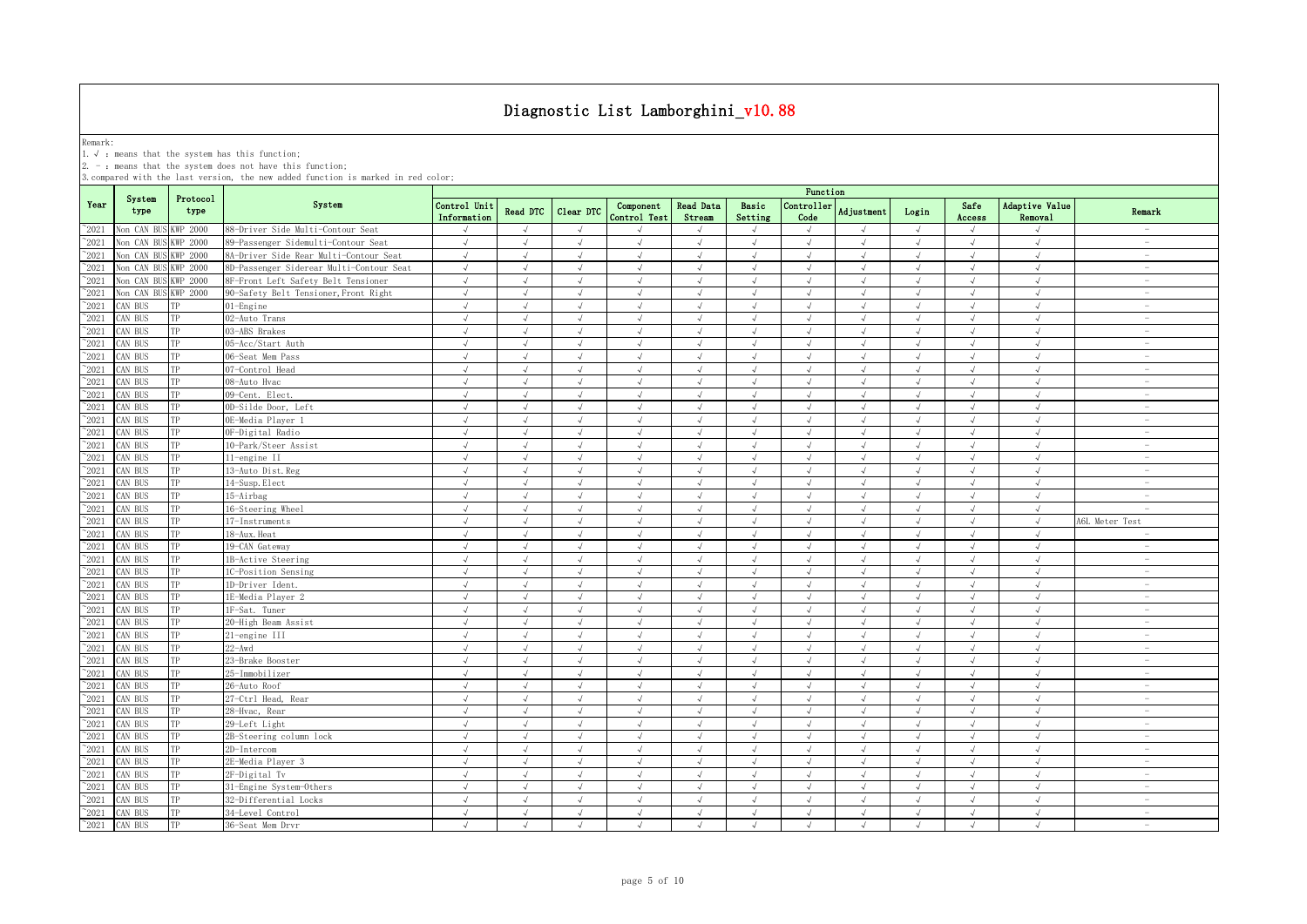# Diagnostic List Lamborghini_v10.88

Remark:

1. √ : means that the system has this function;
2. - : means that the system does not have this function;
3. compared with the last version, the new added function is marked in red color;

| Year | System type | Protocol type | System | Function | | | | | | | | | | | |
|---|---|---|---|---|---|---|---|---|---|---|---|---|---|---|---|
| | | | | Control Unit Information | Read DTC | Clear DTC | Component Control Test | Read Data Stream | Basic Setting | Controller Code | Adjustment | Login | Safe Access | Adaptive Value Removal | Remark |
| ~2021 | Non CAN BUS | KWP 2000 | 88-Driver Side Multi-Contour Seat | √ | √ | √ | √ | √ | √ | √ | √ | √ | √ | √ | - |
| ~2021 | Non CAN BUS | KWP 2000 | 89-Passenger Sidemulti-Contour Seat | √ | √ | √ | √ | √ | √ | √ | √ | √ | √ | √ | - |
| ~2021 | Non CAN BUS | KWP 2000 | 8A-Driver Side Rear Multi-Contour Seat | √ | √ | √ | √ | √ | √ | √ | √ | √ | √ | √ | - |
| ~2021 | Non CAN BUS | KWP 2000 | 8D-Passenger Siderear Multi-Contour Seat | √ | √ | √ | √ | √ | √ | √ | √ | √ | √ | √ | - |
| ~2021 | Non CAN BUS | KWP 2000 | 8F-Front Left Safety Belt Tensioner | √ | √ | √ | √ | √ | √ | √ | √ | √ | √ | √ | - |
| ~2021 | Non CAN BUS | KWP 2000 | 90-Safety Belt Tensioner,Front Right | √ | √ | √ | √ | √ | √ | √ | √ | √ | √ | √ | - |
| ~2021 | CAN BUS | TP | 01-Engine | √ | √ | √ | √ | √ | √ | √ | √ | √ | √ | √ | - |
| ~2021 | CAN BUS | TP | 02-Auto Trans | √ | √ | √ | √ | √ | √ | √ | √ | √ | √ | √ | - |
| ~2021 | CAN BUS | TP | 03-ABS Brakes | √ | √ | √ | √ | √ | √ | √ | √ | √ | √ | √ | - |
| ~2021 | CAN BUS | TP | 05-Acc/Start Auth | √ | √ | √ | √ | √ | √ | √ | √ | √ | √ | √ | - |
| ~2021 | CAN BUS | TP | 06-Seat Mem Pass | √ | √ | √ | √ | √ | √ | √ | √ | √ | √ | √ | - |
| ~2021 | CAN BUS | TP | 07-Control Head | √ | √ | √ | √ | √ | √ | √ | √ | √ | √ | √ | - |
| ~2021 | CAN BUS | TP | 08-Auto Hvac | √ | √ | √ | √ | √ | √ | √ | √ | √ | √ | √ | - |
| ~2021 | CAN BUS | TP | 09-Cent. Elect. | √ | √ | √ | √ | √ | √ | √ | √ | √ | √ | √ | - |
| ~2021 | CAN BUS | TP | 0D-Silde Door, Left | √ | √ | √ | √ | √ | √ | √ | √ | √ | √ | √ | - |
| ~2021 | CAN BUS | TP | 0E-Media Player 1 | √ | √ | √ | √ | √ | √ | √ | √ | √ | √ | √ | - |
| ~2021 | CAN BUS | TP | 0F-Digital Radio | √ | √ | √ | √ | √ | √ | √ | √ | √ | √ | √ | - |
| ~2021 | CAN BUS | TP | 10-Park/Steer Assist | √ | √ | √ | √ | √ | √ | √ | √ | √ | √ | √ | - |
| ~2021 | CAN BUS | TP | 11-engine II | √ | √ | √ | √ | √ | √ | √ | √ | √ | √ | √ | - |
| ~2021 | CAN BUS | TP | 13-Auto Dist.Reg | √ | √ | √ | √ | √ | √ | √ | √ | √ | √ | √ | - |
| ~2021 | CAN BUS | TP | 14-Susp.Elect | √ | √ | √ | √ | √ | √ | √ | √ | √ | √ | √ | - |
| ~2021 | CAN BUS | TP | 15-Airbag | √ | √ | √ | √ | √ | √ | √ | √ | √ | √ | √ | - |
| ~2021 | CAN BUS | TP | 16-Steering Wheel | √ | √ | √ | √ | √ | √ | √ | √ | √ | √ | √ | - |
| ~2021 | CAN BUS | TP | 17-Instruments | √ | √ | √ | √ | √ | √ | √ | √ | √ | √ | √ | A6L Meter Test |
| ~2021 | CAN BUS | TP | 18-Aux.Heat | √ | √ | √ | √ | √ | √ | √ | √ | √ | √ | √ | - |
| ~2021 | CAN BUS | TP | 19-CAN Gateway | √ | √ | √ | √ | √ | √ | √ | √ | √ | √ | √ | - |
| ~2021 | CAN BUS | TP | 1B-Active Steering | √ | √ | √ | √ | √ | √ | √ | √ | √ | √ | √ | - |
| ~2021 | CAN BUS | TP | 1C-Position Sensing | √ | √ | √ | √ | √ | √ | √ | √ | √ | √ | √ | - |
| ~2021 | CAN BUS | TP | 1D-Driver Ident. | √ | √ | √ | √ | √ | √ | √ | √ | √ | √ | √ | - |
| ~2021 | CAN BUS | TP | 1E-Media Player 2 | √ | √ | √ | √ | √ | √ | √ | √ | √ | √ | √ | - |
| ~2021 | CAN BUS | TP | 1F-Sat. Tuner | √ | √ | √ | √ | √ | √ | √ | √ | √ | √ | √ | - |
| ~2021 | CAN BUS | TP | 20-High Beam Assist | √ | √ | √ | √ | √ | √ | √ | √ | √ | √ | √ | - |
| ~2021 | CAN BUS | TP | 21-engine III | √ | √ | √ | √ | √ | √ | √ | √ | √ | √ | √ | - |
| ~2021 | CAN BUS | TP | 22-Awd | √ | √ | √ | √ | √ | √ | √ | √ | √ | √ | √ | - |
| ~2021 | CAN BUS | TP | 23-Brake Booster | √ | √ | √ | √ | √ | √ | √ | √ | √ | √ | √ | - |
| ~2021 | CAN BUS | TP | 25-Immobilizer | √ | √ | √ | √ | √ | √ | √ | √ | √ | √ | √ | - |
| ~2021 | CAN BUS | TP | 26-Auto Roof | √ | √ | √ | √ | √ | √ | √ | √ | √ | √ | √ | - |
| ~2021 | CAN BUS | TP | 27-Ctrl Head, Rear | √ | √ | √ | √ | √ | √ | √ | √ | √ | √ | √ | - |
| ~2021 | CAN BUS | TP | 28-Hvac, Rear | √ | √ | √ | √ | √ | √ | √ | √ | √ | √ | √ | - |
| ~2021 | CAN BUS | TP | 29-Left Light | √ | √ | √ | √ | √ | √ | √ | √ | √ | √ | √ | - |
| ~2021 | CAN BUS | TP | 2B-Steering column lock | √ | √ | √ | √ | √ | √ | √ | √ | √ | √ | √ | - |
| ~2021 | CAN BUS | TP | 2D-Intercom | √ | √ | √ | √ | √ | √ | √ | √ | √ | √ | √ | - |
| ~2021 | CAN BUS | TP | 2E-Media Player 3 | √ | √ | √ | √ | √ | √ | √ | √ | √ | √ | √ | - |
| ~2021 | CAN BUS | TP | 2F-Digital Tv | √ | √ | √ | √ | √ | √ | √ | √ | √ | √ | √ | - |
| ~2021 | CAN BUS | TP | 31-Engine System-Others | √ | √ | √ | √ | √ | √ | √ | √ | √ | √ | √ | - |
| ~2021 | CAN BUS | TP | 32-Differential Locks | √ | √ | √ | √ | √ | √ | √ | √ | √ | √ | √ | - |
| ~2021 | CAN BUS | TP | 34-Level Control | √ | √ | √ | √ | √ | √ | √ | √ | √ | √ | √ | - |
| ~2021 | CAN BUS | TP | 36-Seat Mem Drvr | √ | √ | √ | √ | √ | √ | √ | √ | √ | √ | √ | - |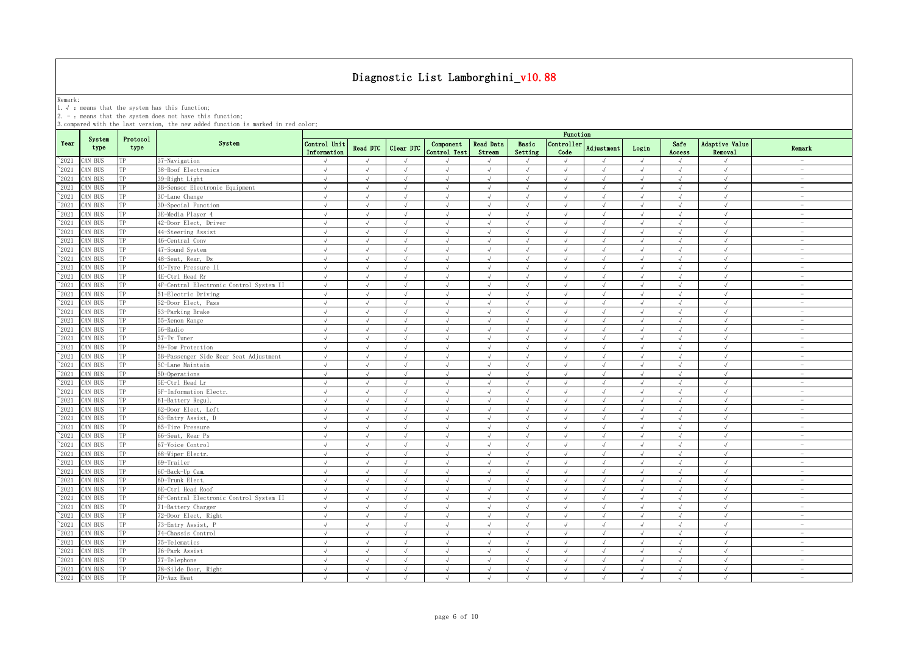# Diagnostic List Lamborghini_v10.88

Remark:

1. √ : means that the system has this function;
2. - : means that the system does not have this function;
3. compared with the last version, the new added function is marked in red color;

| Year | System type | Protocol type | System | Function | | | | | | | | | | | |
|---|---|---|---|---|---|---|---|---|---|---|---|---|---|---|---|
| | | | | Control Unit Information | Read DTC | Clear DTC | Component Control Test | Read Data Stream | Basic Setting | Controller Code | Adjustment | Login | Safe Access | Adaptive Value Removal | Remark |
| ~2021 | CAN BUS | TP | 37-Navigation | √ | √ | √ | √ | √ | √ | √ | √ | √ | √ | √ | - |
| ~2021 | CAN BUS | TP | 38-Roof Electronics | √ | √ | √ | √ | √ | √ | √ | √ | √ | √ | √ | - |
| ~2021 | CAN BUS | TP | 39-Right Light | √ | √ | √ | √ | √ | √ | √ | √ | √ | √ | √ | - |
| ~2021 | CAN BUS | TP | 3B-Sensor Electronic Equipment | √ | √ | √ | √ | √ | √ | √ | √ | √ | √ | √ | - |
| ~2021 | CAN BUS | TP | 3C-Lane Change | √ | √ | √ | √ | √ | √ | √ | √ | √ | √ | √ | - |
| ~2021 | CAN BUS | TP | 3D-Special Function | √ | √ | √ | √ | √ | √ | √ | √ | √ | √ | √ | - |
| ~2021 | CAN BUS | TP | 3E-Media Player 4 | √ | √ | √ | √ | √ | √ | √ | √ | √ | √ | √ | - |
| ~2021 | CAN BUS | TP | 42-Door Elect, Driver | √ | √ | √ | √ | √ | √ | √ | √ | √ | √ | √ | - |
| ~2021 | CAN BUS | TP | 44-Steering Assist | √ | √ | √ | √ | √ | √ | √ | √ | √ | √ | √ | - |
| ~2021 | CAN BUS | TP | 46-Central Conv | √ | √ | √ | √ | √ | √ | √ | √ | √ | √ | √ | - |
| ~2021 | CAN BUS | TP | 47-Sound System | √ | √ | √ | √ | √ | √ | √ | √ | √ | √ | √ | - |
| ~2021 | CAN BUS | TP | 48-Seat, Rear, Ds | √ | √ | √ | √ | √ | √ | √ | √ | √ | √ | √ | - |
| ~2021 | CAN BUS | TP | 4C-Tyre Pressure II | √ | √ | √ | √ | √ | √ | √ | √ | √ | √ | √ | - |
| ~2021 | CAN BUS | TP | 4E-Ctrl Head Rr | √ | √ | √ | √ | √ | √ | √ | √ | √ | √ | √ | - |
| ~2021 | CAN BUS | TP | 4F-Central Electronic Control System II | √ | √ | √ | √ | √ | √ | √ | √ | √ | √ | √ | - |
| ~2021 | CAN BUS | TP | 51-Electric Driving | √ | √ | √ | √ | √ | √ | √ | √ | √ | √ | √ | - |
| ~2021 | CAN BUS | TP | 52-Door Elect, Pass | √ | √ | √ | √ | √ | √ | √ | √ | √ | √ | √ | - |
| ~2021 | CAN BUS | TP | 53-Parking Brake | √ | √ | √ | √ | √ | √ | √ | √ | √ | √ | √ | - |
| ~2021 | CAN BUS | TP | 55-Xenon Range | √ | √ | √ | √ | √ | √ | √ | √ | √ | √ | √ | - |
| ~2021 | CAN BUS | TP | 56-Radio | √ | √ | √ | √ | √ | √ | √ | √ | √ | √ | √ | - |
| ~2021 | CAN BUS | TP | 57-Tv Tuner | √ | √ | √ | √ | √ | √ | √ | √ | √ | √ | √ | - |
| ~2021 | CAN BUS | TP | 59-Tow Protection | √ | √ | √ | √ | √ | √ | √ | √ | √ | √ | √ | - |
| ~2021 | CAN BUS | TP | 5B-Passenger Side Rear Seat Adjustment | √ | √ | √ | √ | √ | √ | √ | √ | √ | √ | √ | - |
| ~2021 | CAN BUS | TP | 5C-Lane Maintain | √ | √ | √ | √ | √ | √ | √ | √ | √ | √ | √ | - |
| ~2021 | CAN BUS | TP | 5D-Operations | √ | √ | √ | √ | √ | √ | √ | √ | √ | √ | √ | - |
| ~2021 | CAN BUS | TP | 5E-Ctrl Head Lr | √ | √ | √ | √ | √ | √ | √ | √ | √ | √ | √ | - |
| ~2021 | CAN BUS | TP | 5F-Information Electr. | √ | √ | √ | √ | √ | √ | √ | √ | √ | √ | √ | - |
| ~2021 | CAN BUS | TP | 61-Battery Regul. | √ | √ | √ | √ | √ | √ | √ | √ | √ | √ | √ | - |
| ~2021 | CAN BUS | TP | 62-Door Elect, Left | √ | √ | √ | √ | √ | √ | √ | √ | √ | √ | √ | - |
| ~2021 | CAN BUS | TP | 63-Entry Assist, D | √ | √ | √ | √ | √ | √ | √ | √ | √ | √ | √ | - |
| ~2021 | CAN BUS | TP | 65-Tire Pressure | √ | √ | √ | √ | √ | √ | √ | √ | √ | √ | √ | - |
| ~2021 | CAN BUS | TP | 66-Seat, Rear Ps | √ | √ | √ | √ | √ | √ | √ | √ | √ | √ | √ | - |
| ~2021 | CAN BUS | TP | 67-Voice Control | √ | √ | √ | √ | √ | √ | √ | √ | √ | √ | √ | - |
| ~2021 | CAN BUS | TP | 68-Wiper Electr. | √ | √ | √ | √ | √ | √ | √ | √ | √ | √ | √ | - |
| ~2021 | CAN BUS | TP | 69-Trailer | √ | √ | √ | √ | √ | √ | √ | √ | √ | √ | √ | - |
| ~2021 | CAN BUS | TP | 6C-Back-Up Cam. | √ | √ | √ | √ | √ | √ | √ | √ | √ | √ | √ | - |
| ~2021 | CAN BUS | TP | 6D-Trunk Elect. | √ | √ | √ | √ | √ | √ | √ | √ | √ | √ | √ | - |
| ~2021 | CAN BUS | TP | 6E-Ctrl Head Roof | √ | √ | √ | √ | √ | √ | √ | √ | √ | √ | √ | - |
| ~2021 | CAN BUS | TP | 6F-Central Electronic Control System II | √ | √ | √ | √ | √ | √ | √ | √ | √ | √ | √ | - |
| ~2021 | CAN BUS | TP | 71-Battery Charger | √ | √ | √ | √ | √ | √ | √ | √ | √ | √ | √ | - |
| ~2021 | CAN BUS | TP | 72-Door Elect, Right | √ | √ | √ | √ | √ | √ | √ | √ | √ | √ | √ | - |
| ~2021 | CAN BUS | TP | 73-Entry Assist, P | √ | √ | √ | √ | √ | √ | √ | √ | √ | √ | √ | - |
| ~2021 | CAN BUS | TP | 74-Chassis Control | √ | √ | √ | √ | √ | √ | √ | √ | √ | √ | √ | - |
| ~2021 | CAN BUS | TP | 75-Telematics | √ | √ | √ | √ | √ | √ | √ | √ | √ | √ | √ | - |
| ~2021 | CAN BUS | TP | 76-Park Assist | √ | √ | √ | √ | √ | √ | √ | √ | √ | √ | √ | - |
| ~2021 | CAN BUS | TP | 77-Telephone | √ | √ | √ | √ | √ | √ | √ | √ | √ | √ | √ | - |
| ~2021 | CAN BUS | TP | 78-Silde Door, Right | √ | √ | √ | √ | √ | √ | √ | √ | √ | √ | √ | - |
| ~2021 | CAN BUS | TP | 7D-Aux Heat | √ | √ | √ | √ | √ | √ | √ | √ | √ | √ | √ | - |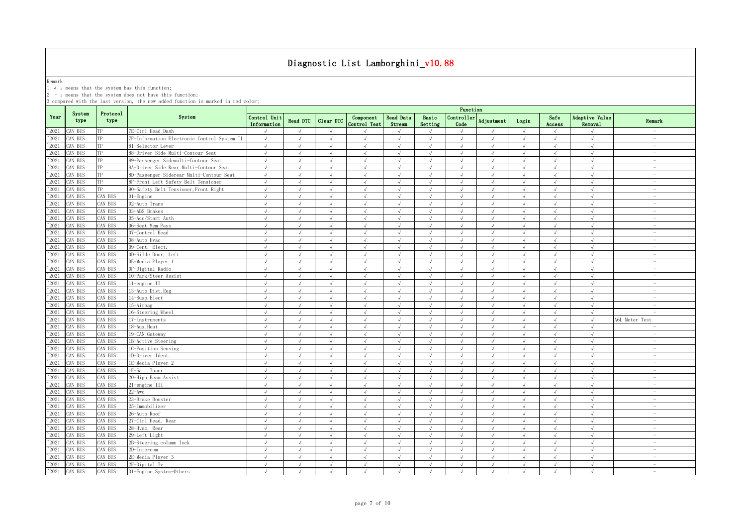# Diagnostic List Lamborghini_v10.88

Remark:
1. √ : means that the system has this function;
2. - : means that the system does not have this function;
3. compared with the last version, the new added function is marked in red color;

| Year | System type | Protocol type | System | Function | | | | | | | | | | | |
|---|---|---|---|---|---|---|---|---|---|---|---|---|---|---|---|
| | | | | Control Unit Information | Read DTC | Clear DTC | Component Control Test | Read Data Stream | Basic Setting | Controller Code | Adjustment | Login | Safe Access | Adaptive Value Removal | Remark |
| ~2021 | CAN BUS | TP | 7E-Ctrl Head Dash | √ | √ | √ | √ | √ | √ | √ | √ | √ | √ | √ | - |
| ~2021 | CAN BUS | TP | 7F-Information Electronic Control System II | √ | √ | √ | √ | √ | √ | √ | √ | √ | √ | √ | - |
| ~2021 | CAN BUS | TP | 81-Selector Lever | √ | √ | √ | √ | √ | √ | √ | √ | √ | √ | √ | - |
| ~2021 | CAN BUS | TP | 88-Driver Side Multi-Contour Seat | √ | √ | √ | √ | √ | √ | √ | √ | √ | √ | √ | - |
| ~2021 | CAN BUS | TP | 89-Passenger Sidemulti-Contour Seat | √ | √ | √ | √ | √ | √ | √ | √ | √ | √ | √ | - |
| ~2021 | CAN BUS | TP | 8A-Driver Side Rear Multi-Contour Seat | √ | √ | √ | √ | √ | √ | √ | √ | √ | √ | √ | - |
| ~2021 | CAN BUS | TP | 8D-Passenger Siderear Multi-Contour Seat | √ | √ | √ | √ | √ | √ | √ | √ | √ | √ | √ | - |
| ~2021 | CAN BUS | TP | 8F-Front Left Safety Belt Tensioner | √ | √ | √ | √ | √ | √ | √ | √ | √ | √ | √ | - |
| ~2021 | CAN BUS | TP | 90-Safety Belt Tensioner,Front Right | √ | √ | √ | √ | √ | √ | √ | √ | √ | √ | √ | - |
| ~2021 | CAN BUS | CAN BUS | 01-Engine | √ | √ | √ | √ | √ | √ | √ | √ | √ | √ | √ | - |
| ~2021 | CAN BUS | CAN BUS | 02-Auto Trans | √ | √ | √ | √ | √ | √ | √ | √ | √ | √ | √ | - |
| ~2021 | CAN BUS | CAN BUS | 03-ABS Brakes | √ | √ | √ | √ | √ | √ | √ | √ | √ | √ | √ | - |
| ~2021 | CAN BUS | CAN BUS | 05-Acc/Start Auth | √ | √ | √ | √ | √ | √ | √ | √ | √ | √ | √ | - |
| ~2021 | CAN BUS | CAN BUS | 06-Seat Mem Pass | √ | √ | √ | √ | √ | √ | √ | √ | √ | √ | √ | - |
| ~2021 | CAN BUS | CAN BUS | 07-Control Head | √ | √ | √ | √ | √ | √ | √ | √ | √ | √ | √ | - |
| ~2021 | CAN BUS | CAN BUS | 08-Auto Hvac | √ | √ | √ | √ | √ | √ | √ | √ | √ | √ | √ | - |
| ~2021 | CAN BUS | CAN BUS | 09-Cent. Elect. | √ | √ | √ | √ | √ | √ | √ | √ | √ | √ | √ | - |
| ~2021 | CAN BUS | CAN BUS | 0D-Silde Door, Left | √ | √ | √ | √ | √ | √ | √ | √ | √ | √ | √ | - |
| ~2021 | CAN BUS | CAN BUS | 0E-Media Player 1 | √ | √ | √ | √ | √ | √ | √ | √ | √ | √ | √ | - |
| ~2021 | CAN BUS | CAN BUS | 0F-Digital Radio | √ | √ | √ | √ | √ | √ | √ | √ | √ | √ | √ | - |
| ~2021 | CAN BUS | CAN BUS | 10-Park/Steer Assist | √ | √ | √ | √ | √ | √ | √ | √ | √ | √ | √ | - |
| ~2021 | CAN BUS | CAN BUS | 11-engine II | √ | √ | √ | √ | √ | √ | √ | √ | √ | √ | √ | - |
| ~2021 | CAN BUS | CAN BUS | 13-Auto Dist.Reg | √ | √ | √ | √ | √ | √ | √ | √ | √ | √ | √ | - |
| ~2021 | CAN BUS | CAN BUS | 14-Susp.Elect | √ | √ | √ | √ | √ | √ | √ | √ | √ | √ | √ | - |
| ~2021 | CAN BUS | CAN BUS | 15-Airbag | √ | √ | √ | √ | √ | √ | √ | √ | √ | √ | √ | - |
| ~2021 | CAN BUS | CAN BUS | 16-Steering Wheel | √ | √ | √ | √ | √ | √ | √ | √ | √ | √ | √ | - |
| ~2021 | CAN BUS | CAN BUS | 17-Instruments | √ | √ | √ | √ | √ | √ | √ | √ | √ | √ | √ | A6L Meter Test |
| ~2021 | CAN BUS | CAN BUS | 18-Aux.Heat | √ | √ | √ | √ | √ | √ | √ | √ | √ | √ | √ | - |
| ~2021 | CAN BUS | CAN BUS | 19-CAN Gateway | √ | √ | √ | √ | √ | √ | √ | √ | √ | √ | √ | - |
| ~2021 | CAN BUS | CAN BUS | 1B-Active Steering | √ | √ | √ | √ | √ | √ | √ | √ | √ | √ | √ | - |
| ~2021 | CAN BUS | CAN BUS | 1C-Position Sensing | √ | √ | √ | √ | √ | √ | √ | √ | √ | √ | √ | - |
| ~2021 | CAN BUS | CAN BUS | 1D-Driver Ident. | √ | √ | √ | √ | √ | √ | √ | √ | √ | √ | √ | - |
| ~2021 | CAN BUS | CAN BUS | 1E-Media Player 2 | √ | √ | √ | √ | √ | √ | √ | √ | √ | √ | √ | - |
| ~2021 | CAN BUS | CAN BUS | 1F-Sat. Tuner | √ | √ | √ | √ | √ | √ | √ | √ | √ | √ | √ | - |
| ~2021 | CAN BUS | CAN BUS | 20-High Beam Assist | √ | √ | √ | √ | √ | √ | √ | √ | √ | √ | √ | - |
| ~2021 | CAN BUS | CAN BUS | 21-engine III | √ | √ | √ | √ | √ | √ | √ | √ | √ | √ | √ | - |
| ~2021 | CAN BUS | CAN BUS | 22-Awd | √ | √ | √ | √ | √ | √ | √ | √ | √ | √ | √ | - |
| ~2021 | CAN BUS | CAN BUS | 23-Brake Booster | √ | √ | √ | √ | √ | √ | √ | √ | √ | √ | √ | - |
| ~2021 | CAN BUS | CAN BUS | 25-Immobilizer | √ | √ | √ | √ | √ | √ | √ | √ | √ | √ | √ | - |
| ~2021 | CAN BUS | CAN BUS | 26-Auto Roof | √ | √ | √ | √ | √ | √ | √ | √ | √ | √ | √ | - |
| ~2021 | CAN BUS | CAN BUS | 27-Ctrl Head, Rear | √ | √ | √ | √ | √ | √ | √ | √ | √ | √ | √ | - |
| ~2021 | CAN BUS | CAN BUS | 28-Hvac, Rear | √ | √ | √ | √ | √ | √ | √ | √ | √ | √ | √ | - |
| ~2021 | CAN BUS | CAN BUS | 29-Left Light | √ | √ | √ | √ | √ | √ | √ | √ | √ | √ | √ | - |
| ~2021 | CAN BUS | CAN BUS | 2B-Steering column lock | √ | √ | √ | √ | √ | √ | √ | √ | √ | √ | √ | - |
| ~2021 | CAN BUS | CAN BUS | 2D-Intercom | √ | √ | √ | √ | √ | √ | √ | √ | √ | √ | √ | - |
| ~2021 | CAN BUS | CAN BUS | 2E-Media Player 3 | √ | √ | √ | √ | √ | √ | √ | √ | √ | √ | √ | - |
| ~2021 | CAN BUS | CAN BUS | 2F-Digital Tv | √ | √ | √ | √ | √ | √ | √ | √ | √ | √ | √ | - |
| ~2021 | CAN BUS | CAN BUS | 31-Engine System-Others | √ | √ | √ | √ | √ | √ | √ | √ | √ | √ | √ | - |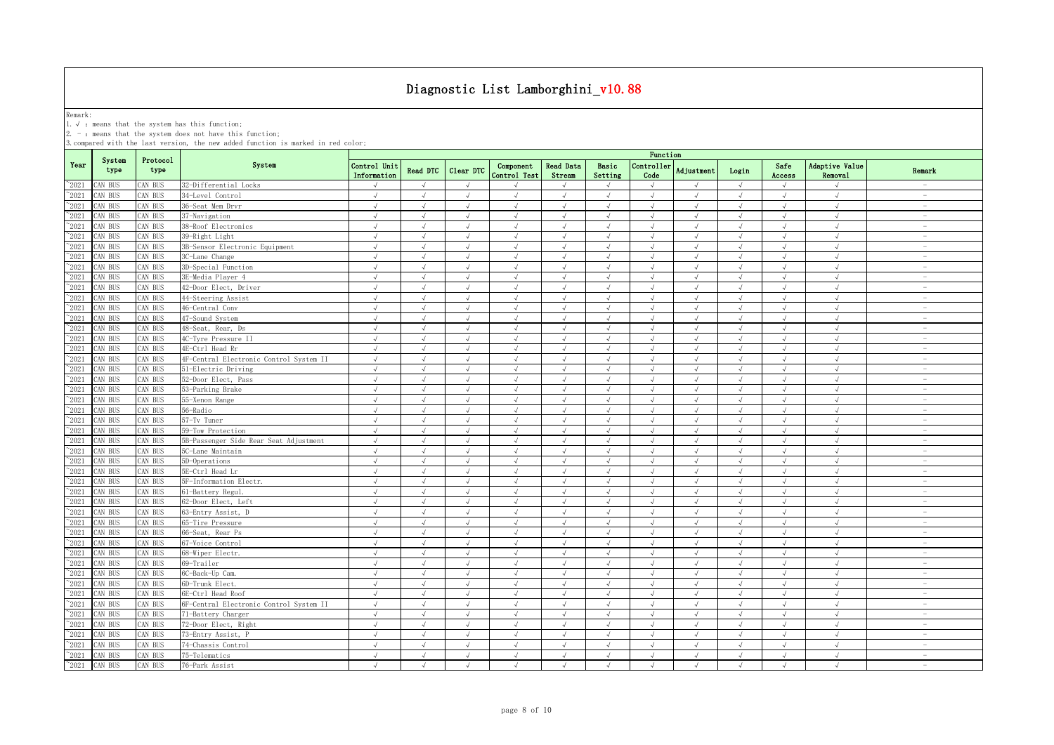# Diagnostic List Lamborghini_v10.88

Remark:
1. √ : means that the system has this function;
2. - : means that the system does not have this function;
3. compared with the last version, the new added function is marked in red color;

| Year | System type | Protocol type | System | Function | | | | | | | | | | | |
|---|---|---|---|---|---|---|---|---|---|---|---|---|---|---|---|
| | | | | Control Unit Information | Read DTC | Clear DTC | Component Control Test | Read Data Stream | Basic Setting | Controller Code | Adjustment | Login | Safe Access | Adaptive Value Removal | Remark |
| ~2021 | CAN BUS | CAN BUS | 32-Differential Locks | √ | √ | √ | √ | √ | √ | √ | √ | √ | √ | √ | - |
| ~2021 | CAN BUS | CAN BUS | 34-Level Control | √ | √ | √ | √ | √ | √ | √ | √ | √ | √ | √ | - |
| ~2021 | CAN BUS | CAN BUS | 36-Seat Mem Drvr | √ | √ | √ | √ | √ | √ | √ | √ | √ | √ | √ | - |
| ~2021 | CAN BUS | CAN BUS | 37-Navigation | √ | √ | √ | √ | √ | √ | √ | √ | √ | √ | √ | - |
| ~2021 | CAN BUS | CAN BUS | 38-Roof Electronics | √ | √ | √ | √ | √ | √ | √ | √ | √ | √ | √ | - |
| ~2021 | CAN BUS | CAN BUS | 39-Right Light | √ | √ | √ | √ | √ | √ | √ | √ | √ | √ | √ | - |
| ~2021 | CAN BUS | CAN BUS | 3B-Sensor Electronic Equipment | √ | √ | √ | √ | √ | √ | √ | √ | √ | √ | √ | - |
| ~2021 | CAN BUS | CAN BUS | 3C-Lane Change | √ | √ | √ | √ | √ | √ | √ | √ | √ | √ | √ | - |
| ~2021 | CAN BUS | CAN BUS | 3D-Special Function | √ | √ | √ | √ | √ | √ | √ | √ | √ | √ | √ | - |
| ~2021 | CAN BUS | CAN BUS | 3E-Media Player 4 | √ | √ | √ | √ | √ | √ | √ | √ | √ | √ | √ | - |
| ~2021 | CAN BUS | CAN BUS | 42-Door Elect, Driver | √ | √ | √ | √ | √ | √ | √ | √ | √ | √ | √ | - |
| ~2021 | CAN BUS | CAN BUS | 44-Steering Assist | √ | √ | √ | √ | √ | √ | √ | √ | √ | √ | √ | - |
| ~2021 | CAN BUS | CAN BUS | 46-Central Conv | √ | √ | √ | √ | √ | √ | √ | √ | √ | √ | √ | - |
| ~2021 | CAN BUS | CAN BUS | 47-Sound System | √ | √ | √ | √ | √ | √ | √ | √ | √ | √ | √ | - |
| ~2021 | CAN BUS | CAN BUS | 48-Seat, Rear, Ds | √ | √ | √ | √ | √ | √ | √ | √ | √ | √ | √ | - |
| ~2021 | CAN BUS | CAN BUS | 4C-Tyre Pressure II | √ | √ | √ | √ | √ | √ | √ | √ | √ | √ | √ | - |
| ~2021 | CAN BUS | CAN BUS | 4E-Ctrl Head Rr | √ | √ | √ | √ | √ | √ | √ | √ | √ | √ | √ | - |
| ~2021 | CAN BUS | CAN BUS | 4F-Central Electronic Control System II | √ | √ | √ | √ | √ | √ | √ | √ | √ | √ | √ | - |
| ~2021 | CAN BUS | CAN BUS | 51-Electric Driving | √ | √ | √ | √ | √ | √ | √ | √ | √ | √ | √ | - |
| ~2021 | CAN BUS | CAN BUS | 52-Door Elect, Pass | √ | √ | √ | √ | √ | √ | √ | √ | √ | √ | √ | - |
| ~2021 | CAN BUS | CAN BUS | 53-Parking Brake | √ | √ | √ | √ | √ | √ | √ | √ | √ | √ | √ | - |
| ~2021 | CAN BUS | CAN BUS | 55-Xenon Range | √ | √ | √ | √ | √ | √ | √ | √ | √ | √ | √ | - |
| ~2021 | CAN BUS | CAN BUS | 56-Radio | √ | √ | √ | √ | √ | √ | √ | √ | √ | √ | √ | - |
| ~2021 | CAN BUS | CAN BUS | 57-Tv Tuner | √ | √ | √ | √ | √ | √ | √ | √ | √ | √ | √ | - |
| ~2021 | CAN BUS | CAN BUS | 59-Tow Protection | √ | √ | √ | √ | √ | √ | √ | √ | √ | √ | √ | - |
| ~2021 | CAN BUS | CAN BUS | 5B-Passenger Side Rear Seat Adjustment | √ | √ | √ | √ | √ | √ | √ | √ | √ | √ | √ | - |
| ~2021 | CAN BUS | CAN BUS | 5C-Lane Maintain | √ | √ | √ | √ | √ | √ | √ | √ | √ | √ | √ | - |
| ~2021 | CAN BUS | CAN BUS | 5D-Operations | √ | √ | √ | √ | √ | √ | √ | √ | √ | √ | √ | - |
| ~2021 | CAN BUS | CAN BUS | 5E-Ctrl Head Lr | √ | √ | √ | √ | √ | √ | √ | √ | √ | √ | √ | - |
| ~2021 | CAN BUS | CAN BUS | 5F-Information Electr. | √ | √ | √ | √ | √ | √ | √ | √ | √ | √ | √ | - |
| ~2021 | CAN BUS | CAN BUS | 61-Battery Regul. | √ | √ | √ | √ | √ | √ | √ | √ | √ | √ | √ | - |
| ~2021 | CAN BUS | CAN BUS | 62-Door Elect, Left | √ | √ | √ | √ | √ | √ | √ | √ | √ | √ | √ | - |
| ~2021 | CAN BUS | CAN BUS | 63-Entry Assist, D | √ | √ | √ | √ | √ | √ | √ | √ | √ | √ | √ | - |
| ~2021 | CAN BUS | CAN BUS | 65-Tire Pressure | √ | √ | √ | √ | √ | √ | √ | √ | √ | √ | √ | - |
| ~2021 | CAN BUS | CAN BUS | 66-Seat, Rear Ps | √ | √ | √ | √ | √ | √ | √ | √ | √ | √ | √ | - |
| ~2021 | CAN BUS | CAN BUS | 67-Voice Control | √ | √ | √ | √ | √ | √ | √ | √ | √ | √ | √ | - |
| ~2021 | CAN BUS | CAN BUS | 68-Wiper Electr. | √ | √ | √ | √ | √ | √ | √ | √ | √ | √ | √ | - |
| ~2021 | CAN BUS | CAN BUS | 69-Trailer | √ | √ | √ | √ | √ | √ | √ | √ | √ | √ | √ | - |
| ~2021 | CAN BUS | CAN BUS | 6C-Back-Up Cam. | √ | √ | √ | √ | √ | √ | √ | √ | √ | √ | √ | - |
| ~2021 | CAN BUS | CAN BUS | 6D-Trunk Elect. | √ | √ | √ | √ | √ | √ | √ | √ | √ | √ | √ | - |
| ~2021 | CAN BUS | CAN BUS | 6E-Ctrl Head Roof | √ | √ | √ | √ | √ | √ | √ | √ | √ | √ | √ | - |
| ~2021 | CAN BUS | CAN BUS | 6F-Central Electronic Control System II | √ | √ | √ | √ | √ | √ | √ | √ | √ | √ | √ | - |
| ~2021 | CAN BUS | CAN BUS | 71-Battery Charger | √ | √ | √ | √ | √ | √ | √ | √ | √ | √ | √ | - |
| ~2021 | CAN BUS | CAN BUS | 72-Door Elect, Right | √ | √ | √ | √ | √ | √ | √ | √ | √ | √ | √ | - |
| ~2021 | CAN BUS | CAN BUS | 73-Entry Assist, P | √ | √ | √ | √ | √ | √ | √ | √ | √ | √ | √ | - |
| ~2021 | CAN BUS | CAN BUS | 74-Chassis Control | √ | √ | √ | √ | √ | √ | √ | √ | √ | √ | √ | - |
| ~2021 | CAN BUS | CAN BUS | 75-Telematics | √ | √ | √ | √ | √ | √ | √ | √ | √ | √ | √ | - |
| ~2021 | CAN BUS | CAN BUS | 76-Park Assist | √ | √ | √ | √ | √ | √ | √ | √ | √ | √ | √ | - |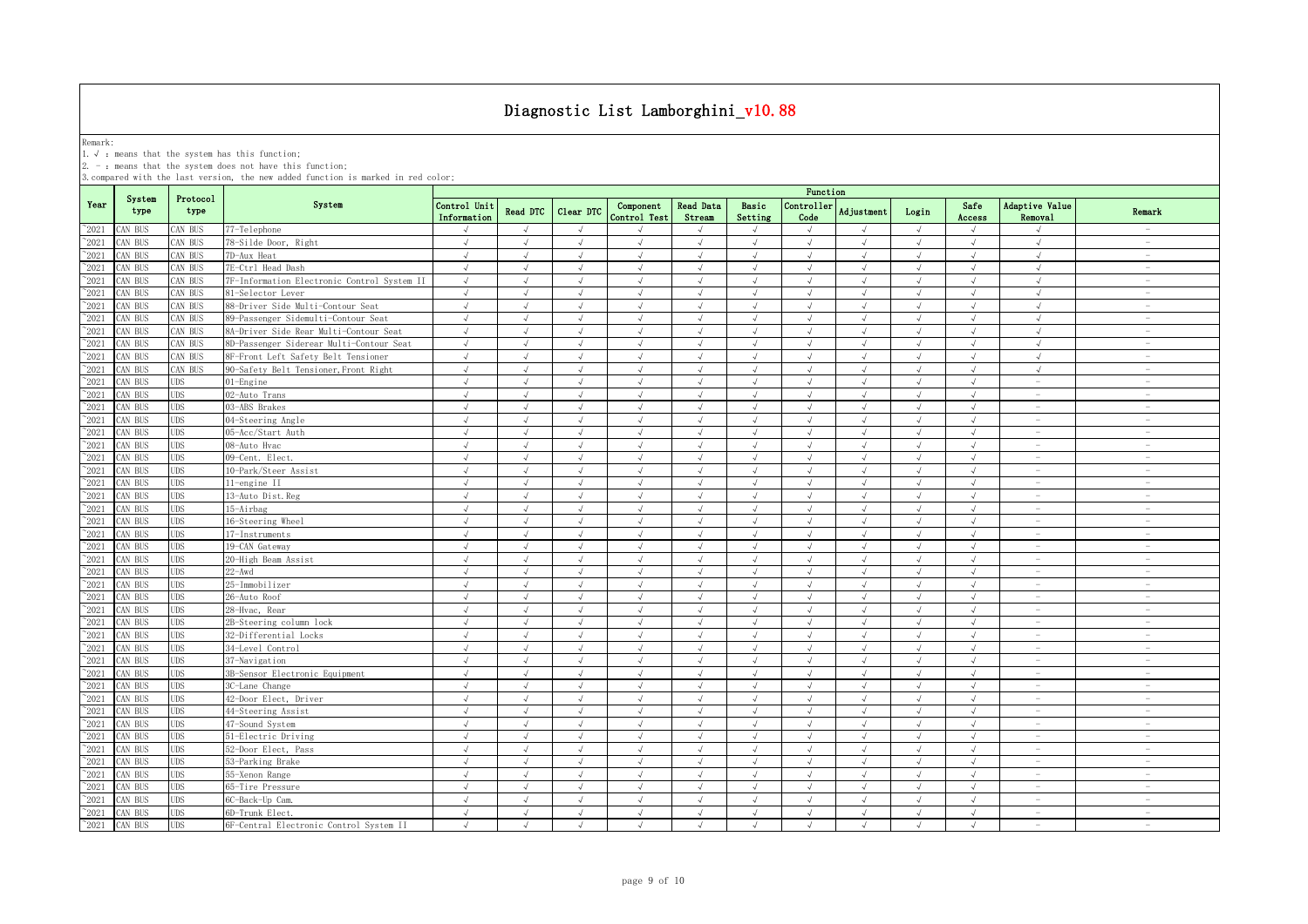# Diagnostic List Lamborghini_v10.88

Remark:

1. √ : means that the system has this function;
2. - : means that the system does not have this function;
3. compared with the last version, the new added function is marked in red color;

| Year | System type | Protocol type | System | Function | | | | | | | | | | | |
|---|---|---|---|---|---|---|---|---|---|---|---|---|---|---|---|
| | | | | Control Unit Information | Read DTC | Clear DTC | Component Control Test | Read Data Stream | Basic Setting | Controller Code | Adjustment | Login | Safe Access | Adaptive Value Removal | Remark |
| ~2021 | CAN BUS | CAN BUS | 77-Telephone | √ | √ | √ | √ | √ | √ | √ | √ | √ | √ | √ | - |
| ~2021 | CAN BUS | CAN BUS | 78-Silde Door, Right | √ | √ | √ | √ | √ | √ | √ | √ | √ | √ | √ | - |
| ~2021 | CAN BUS | CAN BUS | 7D-Aux Heat | √ | √ | √ | √ | √ | √ | √ | √ | √ | √ | √ | - |
| ~2021 | CAN BUS | CAN BUS | 7E-Ctrl Head Dash | √ | √ | √ | √ | √ | √ | √ | √ | √ | √ | √ | - |
| ~2021 | CAN BUS | CAN BUS | 7F-Information Electronic Control System II | √ | √ | √ | √ | √ | √ | √ | √ | √ | √ | √ | - |
| ~2021 | CAN BUS | CAN BUS | 81-Selector Lever | √ | √ | √ | √ | √ | √ | √ | √ | √ | √ | √ | - |
| ~2021 | CAN BUS | CAN BUS | 88-Driver Side Multi-Contour Seat | √ | √ | √ | √ | √ | √ | √ | √ | √ | √ | √ | - |
| ~2021 | CAN BUS | CAN BUS | 89-Passenger Sidemulti-Contour Seat | √ | √ | √ | √ | √ | √ | √ | √ | √ | √ | √ | - |
| ~2021 | CAN BUS | CAN BUS | 8A-Driver Side Rear Multi-Contour Seat | √ | √ | √ | √ | √ | √ | √ | √ | √ | √ | √ | - |
| ~2021 | CAN BUS | CAN BUS | 8D-Passenger Siderear Multi-Contour Seat | √ | √ | √ | √ | √ | √ | √ | √ | √ | √ | √ | - |
| ~2021 | CAN BUS | CAN BUS | 8F-Front Left Safety Belt Tensioner | √ | √ | √ | √ | √ | √ | √ | √ | √ | √ | √ | - |
| ~2021 | CAN BUS | CAN BUS | 90-Safety Belt Tensioner,Front Right | √ | √ | √ | √ | √ | √ | √ | √ | √ | √ | √ | - |
| ~2021 | CAN BUS | UDS | 01-Engine | √ | √ | √ | √ | √ | √ | √ | √ | √ | √ | - | - |
| ~2021 | CAN BUS | UDS | 02-Auto Trans | √ | √ | √ | √ | √ | √ | √ | √ | √ | √ | - | - |
| ~2021 | CAN BUS | UDS | 03-ABS Brakes | √ | √ | √ | √ | √ | √ | √ | √ | √ | √ | - | - |
| ~2021 | CAN BUS | UDS | 04-Steering Angle | √ | √ | √ | √ | √ | √ | √ | √ | √ | √ | - | - |
| ~2021 | CAN BUS | UDS | 05-Acc/Start Auth | √ | √ | √ | √ | √ | √ | √ | √ | √ | √ | - | - |
| ~2021 | CAN BUS | UDS | 08-Auto Hvac | √ | √ | √ | √ | √ | √ | √ | √ | √ | √ | - | - |
| ~2021 | CAN BUS | UDS | 09-Cent. Elect. | √ | √ | √ | √ | √ | √ | √ | √ | √ | √ | - | - |
| ~2021 | CAN BUS | UDS | 10-Park/Steer Assist | √ | √ | √ | √ | √ | √ | √ | √ | √ | √ | - | - |
| ~2021 | CAN BUS | UDS | 11-engine II | √ | √ | √ | √ | √ | √ | √ | √ | √ | √ | - | - |
| ~2021 | CAN BUS | UDS | 13-Auto Dist.Reg | √ | √ | √ | √ | √ | √ | √ | √ | √ | √ | - | - |
| ~2021 | CAN BUS | UDS | 15-Airbag | √ | √ | √ | √ | √ | √ | √ | √ | √ | √ | - | - |
| ~2021 | CAN BUS | UDS | 16-Steering Wheel | √ | √ | √ | √ | √ | √ | √ | √ | √ | √ | - | - |
| ~2021 | CAN BUS | UDS | 17-Instruments | √ | √ | √ | √ | √ | √ | √ | √ | √ | √ | - | - |
| ~2021 | CAN BUS | UDS | 19-CAN Gateway | √ | √ | √ | √ | √ | √ | √ | √ | √ | √ | - | - |
| ~2021 | CAN BUS | UDS | 20-High Beam Assist | √ | √ | √ | √ | √ | √ | √ | √ | √ | √ | - | - |
| ~2021 | CAN BUS | UDS | 22-Awd | √ | √ | √ | √ | √ | √ | √ | √ | √ | √ | - | - |
| ~2021 | CAN BUS | UDS | 25-Immobilizer | √ | √ | √ | √ | √ | √ | √ | √ | √ | √ | - | - |
| ~2021 | CAN BUS | UDS | 26-Auto Roof | √ | √ | √ | √ | √ | √ | √ | √ | √ | √ | - | - |
| ~2021 | CAN BUS | UDS | 28-Hvac, Rear | √ | √ | √ | √ | √ | √ | √ | √ | √ | √ | - | - |
| ~2021 | CAN BUS | UDS | 2B-Steering column lock | √ | √ | √ | √ | √ | √ | √ | √ | √ | √ | - | - |
| ~2021 | CAN BUS | UDS | 32-Differential Locks | √ | √ | √ | √ | √ | √ | √ | √ | √ | √ | - | - |
| ~2021 | CAN BUS | UDS | 34-Level Control | √ | √ | √ | √ | √ | √ | √ | √ | √ | √ | - | - |
| ~2021 | CAN BUS | UDS | 37-Navigation | √ | √ | √ | √ | √ | √ | √ | √ | √ | √ | - | - |
| ~2021 | CAN BUS | UDS | 3B-Sensor Electronic Equipment | √ | √ | √ | √ | √ | √ | √ | √ | √ | √ | - | - |
| ~2021 | CAN BUS | UDS | 3C-Lane Change | √ | √ | √ | √ | √ | √ | √ | √ | √ | √ | - | - |
| ~2021 | CAN BUS | UDS | 42-Door Elect, Driver | √ | √ | √ | √ | √ | √ | √ | √ | √ | √ | - | - |
| ~2021 | CAN BUS | UDS | 44-Steering Assist | √ | √ | √ | √ | √ | √ | √ | √ | √ | √ | - | - |
| ~2021 | CAN BUS | UDS | 47-Sound System | √ | √ | √ | √ | √ | √ | √ | √ | √ | √ | - | - |
| ~2021 | CAN BUS | UDS | 51-Electric Driving | √ | √ | √ | √ | √ | √ | √ | √ | √ | √ | - | - |
| ~2021 | CAN BUS | UDS | 52-Door Elect, Pass | √ | √ | √ | √ | √ | √ | √ | √ | √ | √ | - | - |
| ~2021 | CAN BUS | UDS | 53-Parking Brake | √ | √ | √ | √ | √ | √ | √ | √ | √ | √ | - | - |
| ~2021 | CAN BUS | UDS | 55-Xenon Range | √ | √ | √ | √ | √ | √ | √ | √ | √ | √ | - | - |
| ~2021 | CAN BUS | UDS | 65-Tire Pressure | √ | √ | √ | √ | √ | √ | √ | √ | √ | √ | - | - |
| ~2021 | CAN BUS | UDS | 6C-Back-Up Cam. | √ | √ | √ | √ | √ | √ | √ | √ | √ | √ | - | - |
| ~2021 | CAN BUS | UDS | 6D-Trunk Elect. | √ | √ | √ | √ | √ | √ | √ | √ | √ | √ | - | - |
| ~2021 | CAN BUS | UDS | 6F-Central Electronic Control System II | √ | √ | √ | √ | √ | √ | √ | √ | √ | √ | - | - |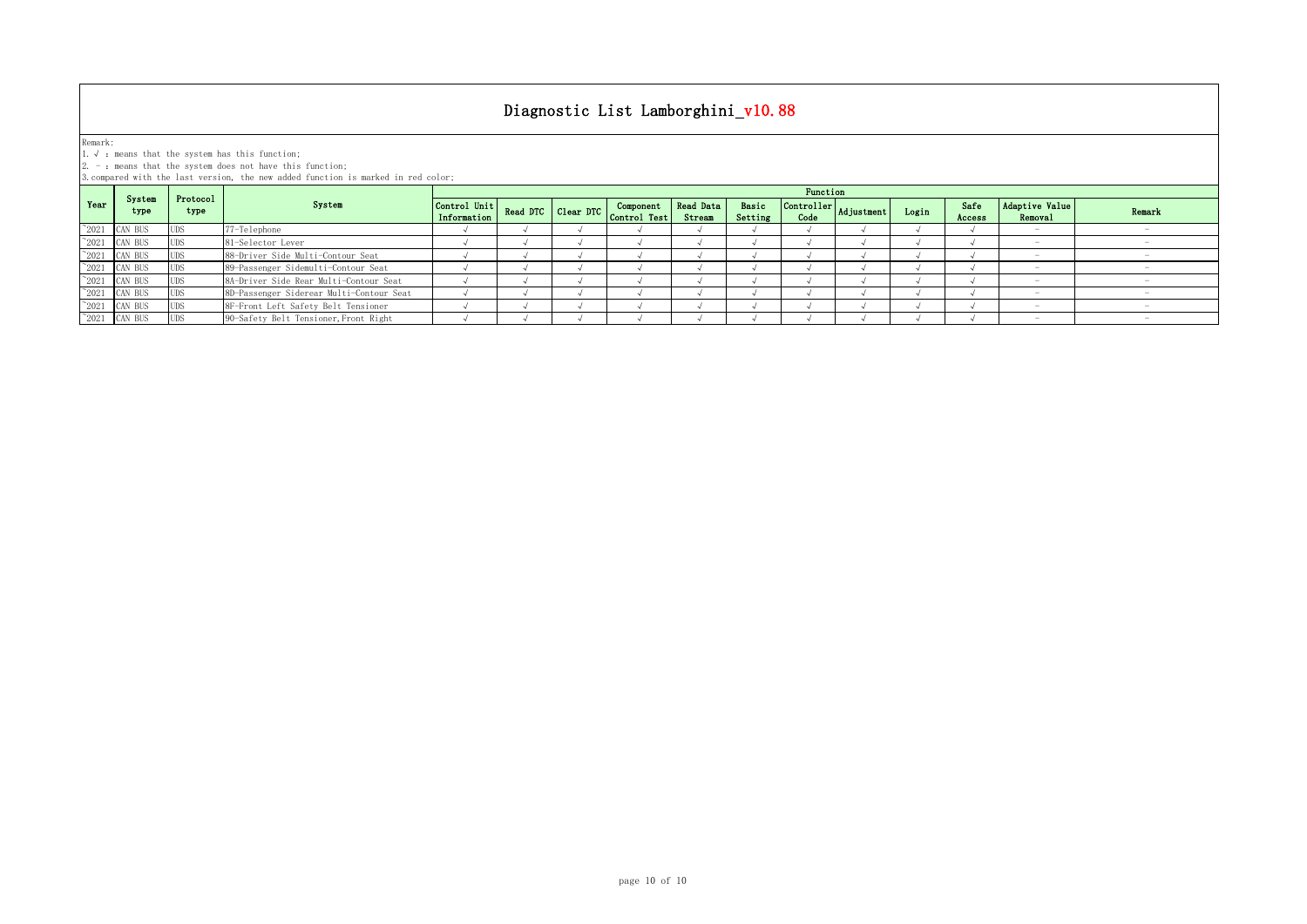# Diagnostic List Lamborghini_v10.88

Remark:

1. √ : means that the system has this function;
2. \- : means that the system does not have this function;
3. compared with the last version, the new added function is marked in red color;

| Year | System type | Protocol type | System | Function | | | | | | | | | | | |
|---|---|---|---|---|---|---|---|---|---|---|---|---|---|---|---|
| | | | | Control Unit Information | Read DTC | Clear DTC | Component Control Test | Read Data Stream | Basic Setting | Controller Code | Adjustment | Login | Safe Access | Adaptive Value Removal | Remark |
| ~2021 | CAN BUS | UDS | 77-Telephone | √ | √ | √ | √ | √ | √ | √ | √ | √ | √ | - | - |
| ~2021 | CAN BUS | UDS | 81-Selector Lever | √ | √ | √ | √ | √ | √ | √ | √ | √ | √ | - | - |
| ~2021 | CAN BUS | UDS | 88-Driver Side Multi-Contour Seat | √ | √ | √ | √ | √ | √ | √ | √ | √ | √ | - | - |
| ~2021 | CAN BUS | UDS | 89-Passenger Sidemulti-Contour Seat | √ | √ | √ | √ | √ | √ | √ | √ | √ | √ | - | - |
| ~2021 | CAN BUS | UDS | 8A-Driver Side Rear Multi-Contour Seat | √ | √ | √ | √ | √ | √ | √ | √ | √ | √ | - | - |
| ~2021 | CAN BUS | UDS | 8D-Passenger Siderear Multi-Contour Seat | √ | √ | √ | √ | √ | √ | √ | √ | √ | √ | - | - |
| ~2021 | CAN BUS | UDS | 8F-Front Left Safety Belt Tensioner | √ | √ | √ | √ | √ | √ | √ | √ | √ | √ | - | - |
| ~2021 | CAN BUS | UDS | 90-Safety Belt Tensioner,Front Right | √ | √ | √ | √ | √ | √ | √ | √ | √ | √ | - | - |